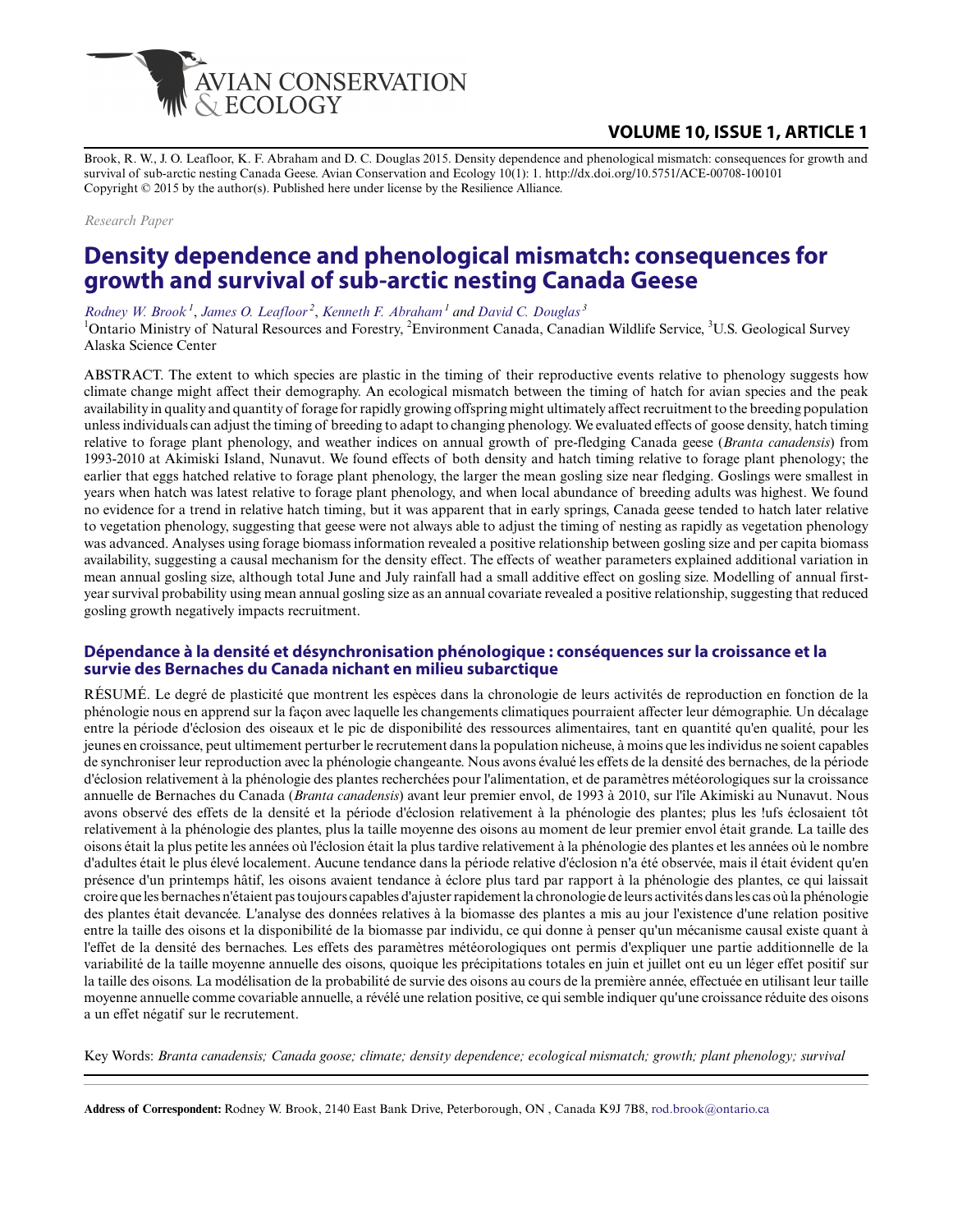Brook, R. W., J. O. Leafloor, K. F. Abraham and D. C. Douglas 2015. Density dependence and phenological mismatch: consequences for growth and survival of sub-arctic nesting Canada Geese. Avian Conservation and Ecology 10(1): 1. http://dx.doi.org/10.5751/ACE-00708-100101
Copyright © 2015 by the author(s). Published here under license by the Resilience Alliance.

*Research Paper*

# Density dependence and phenological mismatch: consequences for growth and survival of sub-arctic nesting Canada Geese

*Rodney W. Brook*[1], *James O. Leafloor*[2], *Kenneth F. Abraham*[1] and *David C. Douglas*[3]

[1]Ontario Ministry of Natural Resources and Forestry, [2]Environment Canada, Canadian Wildlife Service, [3]U.S. Geological Survey Alaska Science Center

ABSTRACT. The extent to which species are plastic in the timing of their reproductive events relative to phenology suggests how climate change might affect their demography. An ecological mismatch between the timing of hatch for avian species and the peak availability in quality and quantity of forage for rapidly growing offspring might ultimately affect recruitment to the breeding population unless individuals can adjust the timing of breeding to adapt to changing phenology. We evaluated effects of goose density, hatch timing relative to forage plant phenology, and weather indices on annual growth of pre-fledging Canada geese (*Branta canadensis*) from 1993-2010 at Akimiski Island, Nunavut. We found effects of both density and hatch timing relative to forage plant phenology; the earlier that eggs hatched relative to forage plant phenology, the larger the mean gosling size near fledging. Goslings were smallest in years when hatch was latest relative to forage plant phenology, and when local abundance of breeding adults was highest. We found no evidence for a trend in relative hatch timing, but it was apparent that in early springs, Canada geese tended to hatch later relative to vegetation phenology, suggesting that geese were not always able to adjust the timing of nesting as rapidly as vegetation phenology was advanced. Analyses using forage biomass information revealed a positive relationship between gosling size and per capita biomass availability, suggesting a causal mechanism for the density effect. The effects of weather parameters explained additional variation in mean annual gosling size, although total June and July rainfall had a small additive effect on gosling size. Modelling of annual first-year survival probability using mean annual gosling size as an annual covariate revealed a positive relationship, suggesting that reduced gosling growth negatively impacts recruitment.

## Dépendance à la densité et désynchronisation phénologique : conséquences sur la croissance et la survie des Bernaches du Canada nichant en milieu subarctique

RÉSUMÉ. Le degré de plasticité que montrent les espèces dans la chronologie de leurs activités de reproduction en fonction de la phénologie nous en apprend sur la façon avec laquelle les changements climatiques pourraient affecter leur démographie. Un décalage entre la période d'éclosion des oiseaux et le pic de disponibilité des ressources alimentaires, tant en quantité qu'en qualité, pour les jeunes en croissance, peut ultimement perturber le recrutement dans la population nicheuse, à moins que les individus ne soient capables de synchroniser leur reproduction avec la phénologie changeante. Nous avons évalué les effets de la densité des bernaches, de la période d'éclosion relativement à la phénologie des plantes recherchées pour l'alimentation, et de paramètres météorologiques sur la croissance annuelle de Bernaches du Canada (*Branta canadensis*) avant leur premier envol, de 1993 à 2010, sur l'île Akimiski au Nunavut. Nous avons observé des effets de la densité et de la période d'éclosion relativement à la phénologie des plantes; plus les !ufs éclosaient tôt relativement à la phénologie des plantes, plus la taille moyenne des oisons au moment de leur premier envol était grande. La taille des oisons était la plus petite les années où l'éclosion était la plus tardive relativement à la phénologie des plantes et les années où le nombre d'adultes était le plus élevé localement. Aucune tendance dans la période relative d'éclosion n'a été observée, mais il était évident qu'en présence d'un printemps hâtif, les oisons avaient tendance à éclore plus tard par rapport à la phénologie des plantes, ce qui laissait croire que les bernaches n'étaient pas toujours capables d'ajuster rapidement la chronologie de leurs activités dans les cas où la phénologie des plantes était devancée. L'analyse des données relatives à la biomasse des plantes a mis au jour l'existence d'une relation positive entre la taille des oisons et la disponibilité de la biomasse par individu, ce qui donne à penser qu'un mécanisme causal existe quant à l'effet de la densité des bernaches. Les effets des paramètres météorologiques ont permis d'expliquer une partie additionnelle de la variabilité de la taille moyenne annuelle des oisons, quoique les précipitations totales en juin et juillet ont eu un léger effet positif sur la taille des oisons. La modélisation de la probabilité de survie des oisons au cours de la première année, effectuée en utilisant leur taille moyenne annuelle comme covariable annuelle, a révélé une relation positive, ce qui semble indiquer qu'une croissance réduite des oisons a un effet négatif sur le recrutement.

Key Words: *Branta canadensis; Canada goose; climate; density dependence; ecological mismatch; growth; plant phenology; survival*

**Address of Correspondent:** Rodney W. Brook, 2140 East Bank Drive, Peterborough, ON , Canada K9J 7B8, rod.brook@ontario.ca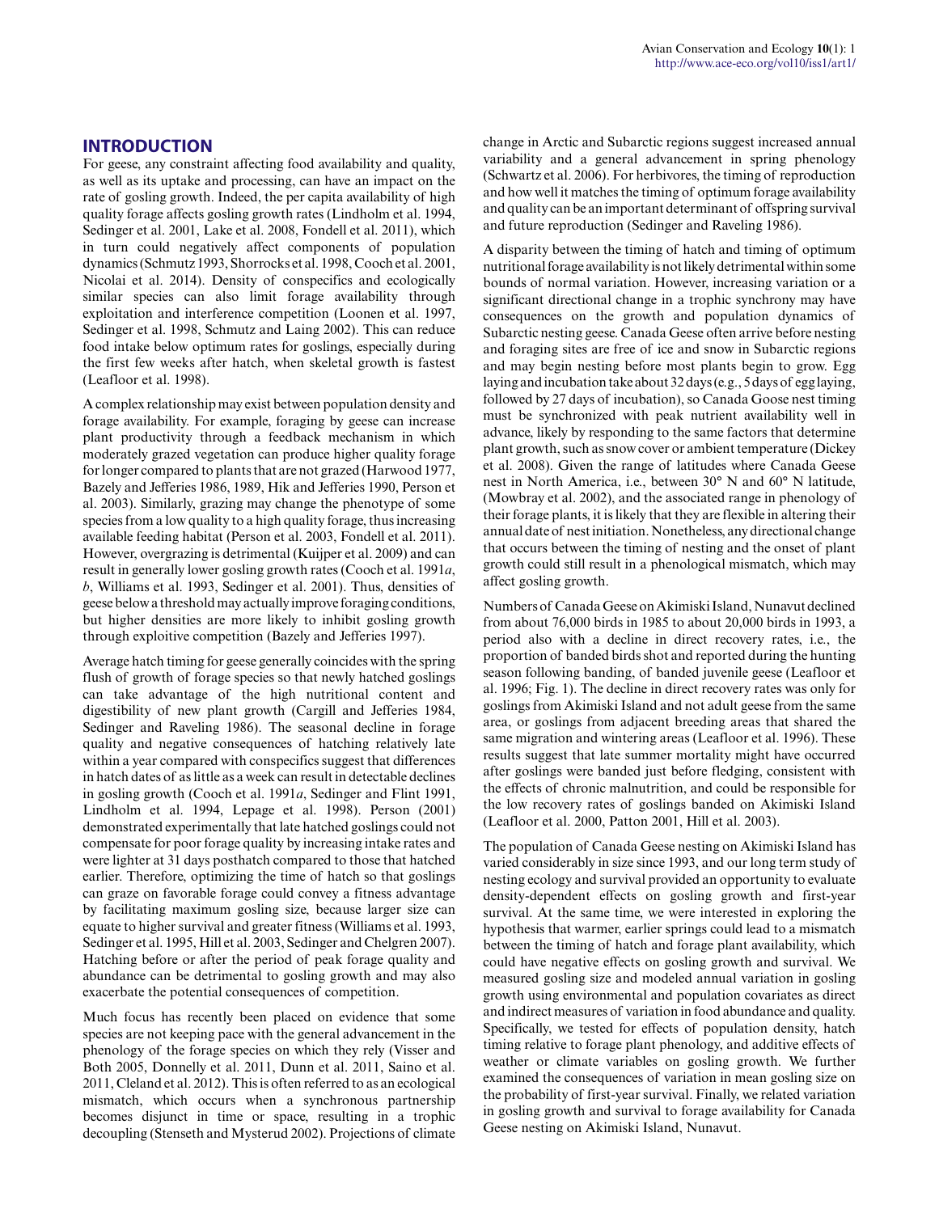## INTRODUCTION

For geese, any constraint affecting food availability and quality, as well as its uptake and processing, can have an impact on the rate of gosling growth. Indeed, the per capita availability of high quality forage affects gosling growth rates (Lindholm et al. 1994, Sedinger et al. 2001, Lake et al. 2008, Fondell et al. 2011), which in turn could negatively affect components of population dynamics (Schmutz 1993, Shorrocks et al. 1998, Cooch et al. 2001, Nicolai et al. 2014). Density of conspecifics and ecologically similar species can also limit forage availability through exploitation and interference competition (Loonen et al. 1997, Sedinger et al. 1998, Schmutz and Laing 2002). This can reduce food intake below optimum rates for goslings, especially during the first few weeks after hatch, when skeletal growth is fastest (Leafloor et al. 1998).

A complex relationship may exist between population density and forage availability. For example, foraging by geese can increase plant productivity through a feedback mechanism in which moderately grazed vegetation can produce higher quality forage for longer compared to plants that are not grazed (Harwood 1977, Bazely and Jefferies 1986, 1989, Hik and Jefferies 1990, Person et al. 2003). Similarly, grazing may change the phenotype of some species from a low quality to a high quality forage, thus increasing available feeding habitat (Person et al. 2003, Fondell et al. 2011). However, overgrazing is detrimental (Kuijper et al. 2009) and can result in generally lower gosling growth rates (Cooch et al. 1991*a*, *b*, Williams et al. 1993, Sedinger et al. 2001). Thus, densities of geese below a threshold may actually improve foraging conditions, but higher densities are more likely to inhibit gosling growth through exploitive competition (Bazely and Jefferies 1997).

Average hatch timing for geese generally coincides with the spring flush of growth of forage species so that newly hatched goslings can take advantage of the high nutritional content and digestibility of new plant growth (Cargill and Jefferies 1984, Sedinger and Raveling 1986). The seasonal decline in forage quality and negative consequences of hatching relatively late within a year compared with conspecifics suggest that differences in hatch dates of as little as a week can result in detectable declines in gosling growth (Cooch et al. 1991*a*, Sedinger and Flint 1991, Lindholm et al. 1994, Lepage et al. 1998). Person (2001) demonstrated experimentally that late hatched goslings could not compensate for poor forage quality by increasing intake rates and were lighter at 31 days posthatch compared to those that hatched earlier. Therefore, optimizing the time of hatch so that goslings can graze on favorable forage could convey a fitness advantage by facilitating maximum gosling size, because larger size can equate to higher survival and greater fitness (Williams et al. 1993, Sedinger et al. 1995, Hill et al. 2003, Sedinger and Chelgren 2007). Hatching before or after the period of peak forage quality and abundance can be detrimental to gosling growth and may also exacerbate the potential consequences of competition.

Much focus has recently been placed on evidence that some species are not keeping pace with the general advancement in the phenology of the forage species on which they rely (Visser and Both 2005, Donnelly et al. 2011, Dunn et al. 2011, Saino et al. 2011, Cleland et al. 2012). This is often referred to as an ecological mismatch, which occurs when a synchronous partnership becomes disjunct in time or space, resulting in a trophic decoupling (Stenseth and Mysterud 2002). Projections of climate change in Arctic and Subarctic regions suggest increased annual variability and a general advancement in spring phenology (Schwartz et al. 2006). For herbivores, the timing of reproduction and how well it matches the timing of optimum forage availability and quality can be an important determinant of offspring survival and future reproduction (Sedinger and Raveling 1986).

A disparity between the timing of hatch and timing of optimum nutritional forage availability is not likely detrimental within some bounds of normal variation. However, increasing variation or a significant directional change in a trophic synchrony may have consequences on the growth and population dynamics of Subarctic nesting geese. Canada Geese often arrive before nesting and foraging sites are free of ice and snow in Subarctic regions and may begin nesting before most plants begin to grow. Egg laying and incubation take about 32 days (e.g., 5 days of egg laying, followed by 27 days of incubation), so Canada Goose nest timing must be synchronized with peak nutrient availability well in advance, likely by responding to the same factors that determine plant growth, such as snow cover or ambient temperature (Dickey et al. 2008). Given the range of latitudes where Canada Geese nest in North America, i.e., between 30° N and 60° N latitude, (Mowbray et al. 2002), and the associated range in phenology of their forage plants, it is likely that they are flexible in altering their annual date of nest initiation. Nonetheless, any directional change that occurs between the timing of nesting and the onset of plant growth could still result in a phenological mismatch, which may affect gosling growth.

Numbers of Canada Geese on Akimiski Island, Nunavut declined from about 76,000 birds in 1985 to about 20,000 birds in 1993, a period also with a decline in direct recovery rates, i.e., the proportion of banded birds shot and reported during the hunting season following banding, of banded juvenile geese (Leafloor et al. 1996; Fig. 1). The decline in direct recovery rates was only for goslings from Akimiski Island and not adult geese from the same area, or goslings from adjacent breeding areas that shared the same migration and wintering areas (Leafloor et al. 1996). These results suggest that late summer mortality might have occurred after goslings were banded just before fledging, consistent with the effects of chronic malnutrition, and could be responsible for the low recovery rates of goslings banded on Akimiski Island (Leafloor et al. 2000, Patton 2001, Hill et al. 2003).

The population of Canada Geese nesting on Akimiski Island has varied considerably in size since 1993, and our long term study of nesting ecology and survival provided an opportunity to evaluate density-dependent effects on gosling growth and first-year survival. At the same time, we were interested in exploring the hypothesis that warmer, earlier springs could lead to a mismatch between the timing of hatch and forage plant availability, which could have negative effects on gosling growth and survival. We measured gosling size and modeled annual variation in gosling growth using environmental and population covariates as direct and indirect measures of variation in food abundance and quality. Specifically, we tested for effects of population density, hatch timing relative to forage plant phenology, and additive effects of weather or climate variables on gosling growth. We further examined the consequences of variation in mean gosling size on the probability of first-year survival. Finally, we related variation in gosling growth and survival to forage availability for Canada Geese nesting on Akimiski Island, Nunavut.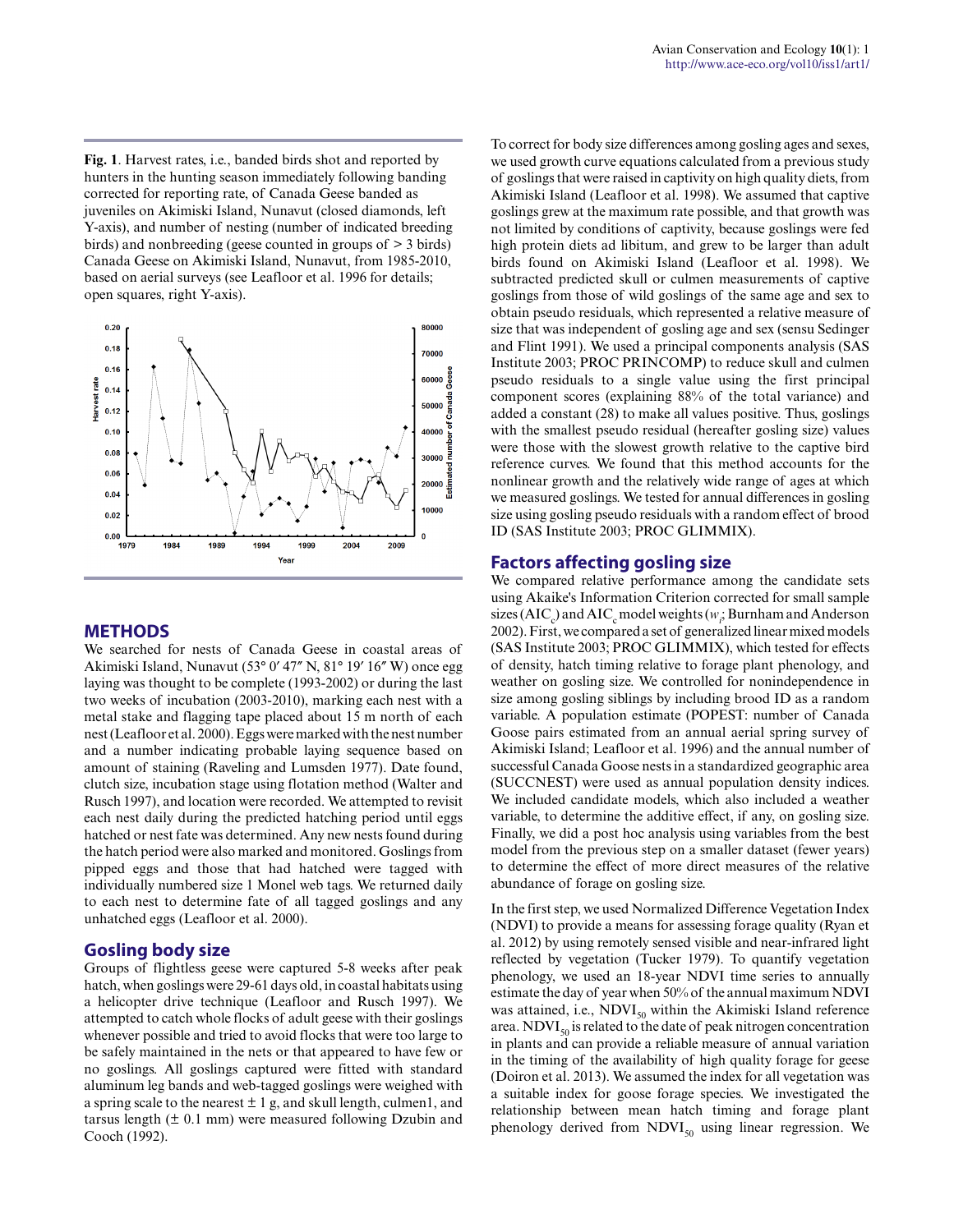**Fig. 1**. Harvest rates, i.e., banded birds shot and reported by hunters in the hunting season immediately following banding corrected for reporting rate, of Canada Geese banded as juveniles on Akimiski Island, Nunavut (closed diamonds, left Y-axis), and number of nesting (number of indicated breeding birds) and nonbreeding (geese counted in groups of > 3 birds) Canada Geese on Akimiski Island, Nunavut, from 1985-2010, based on aerial surveys (see Leafloor et al. 1996 for details; open squares, right Y-axis).

## METHODS

We searched for nests of Canada Geese in coastal areas of Akimiski Island, Nunavut (53° 0′ 47″ N, 81° 19′ 16″ W) once egg laying was thought to be complete (1993-2002) or during the last two weeks of incubation (2003-2010), marking each nest with a metal stake and flagging tape placed about 15 m north of each nest (Leafloor et al. 2000). Eggs were marked with the nest number and a number indicating probable laying sequence based on amount of staining (Raveling and Lumsden 1977). Date found, clutch size, incubation stage using flotation method (Walter and Rusch 1997), and location were recorded. We attempted to revisit each nest daily during the predicted hatching period until eggs hatched or nest fate was determined. Any new nests found during the hatch period were also marked and monitored. Goslings from pipped eggs and those that had hatched were tagged with individually numbered size 1 Monel web tags. We returned daily to each nest to determine fate of all tagged goslings and any unhatched eggs (Leafloor et al. 2000).

### Gosling body size

Groups of flightless geese were captured 5-8 weeks after peak hatch, when goslings were 29-61 days old, in coastal habitats using a helicopter drive technique (Leafloor and Rusch 1997). We attempted to catch whole flocks of adult geese with their goslings whenever possible and tried to avoid flocks that were too large to be safely maintained in the nets or that appeared to have few or no goslings. All goslings captured were fitted with standard aluminum leg bands and web-tagged goslings were weighed with a spring scale to the nearest ± 1 g, and skull length, culmen1, and tarsus length (± 0.1 mm) were measured following Dzubin and Cooch (1992).

To correct for body size differences among gosling ages and sexes, we used growth curve equations calculated from a previous study of goslings that were raised in captivity on high quality diets, from Akimiski Island (Leafloor et al. 1998). We assumed that captive goslings grew at the maximum rate possible, and that growth was not limited by conditions of captivity, because goslings were fed high protein diets ad libitum, and grew to be larger than adult birds found on Akimiski Island (Leafloor et al. 1998). We subtracted predicted skull or culmen measurements of captive goslings from those of wild goslings of the same age and sex to obtain pseudo residuals, which represented a relative measure of size that was independent of gosling age and sex (sensu Sedinger and Flint 1991). We used a principal components analysis (SAS Institute 2003; PROC PRINCOMP) to reduce skull and culmen pseudo residuals to a single value using the first principal component scores (explaining 88% of the total variance) and added a constant (28) to make all values positive. Thus, goslings with the smallest pseudo residual (hereafter gosling size) values were those with the slowest growth relative to the captive bird reference curves. We found that this method accounts for the nonlinear growth and the relatively wide range of ages at which we measured goslings. We tested for annual differences in gosling size using gosling pseudo residuals with a random effect of brood ID (SAS Institute 2003; PROC GLIMMIX).

### Factors affecting gosling size

We compared relative performance among the candidate sets using Akaike's Information Criterion corrected for small sample sizes ($AIC_c$) and $AIC_c$ model weights ($w_i$; Burnham and Anderson 2002). First, we compared a set of generalized linear mixed models (SAS Institute 2003; PROC GLIMMIX), which tested for effects of density, hatch timing relative to forage plant phenology, and weather on gosling size. We controlled for nonindependence in size among gosling siblings by including brood ID as a random variable. A population estimate (POPEST: number of Canada Goose pairs estimated from an annual aerial spring survey of Akimiski Island; Leafloor et al. 1996) and the annual number of successful Canada Goose nests in a standardized geographic area (SUCCNEST) were used as annual population density indices. We included candidate models, which also included a weather variable, to determine the additive effect, if any, on gosling size. Finally, we did a post hoc analysis using variables from the best model from the previous step on a smaller dataset (fewer years) to determine the effect of more direct measures of the relative abundance of forage on gosling size.

In the first step, we used Normalized Difference Vegetation Index (NDVI) to provide a means for assessing forage quality (Ryan et al. 2012) by using remotely sensed visible and near-infrared light reflected by vegetation (Tucker 1979). To quantify vegetation phenology, we used an 18-year NDVI time series to annually estimate the day of year when 50% of the annual maximum NDVI was attained, i.e., $NDVI_{50}$ within the Akimiski Island reference area. $NDVI_{50}$ is related to the date of peak nitrogen concentration in plants and can provide a reliable measure of annual variation in the timing of the availability of high quality forage for geese (Doiron et al. 2013). We assumed the index for all vegetation was a suitable index for goose forage species. We investigated the relationship between mean hatch timing and forage plant phenology derived from $NDVI_{50}$ using linear regression. We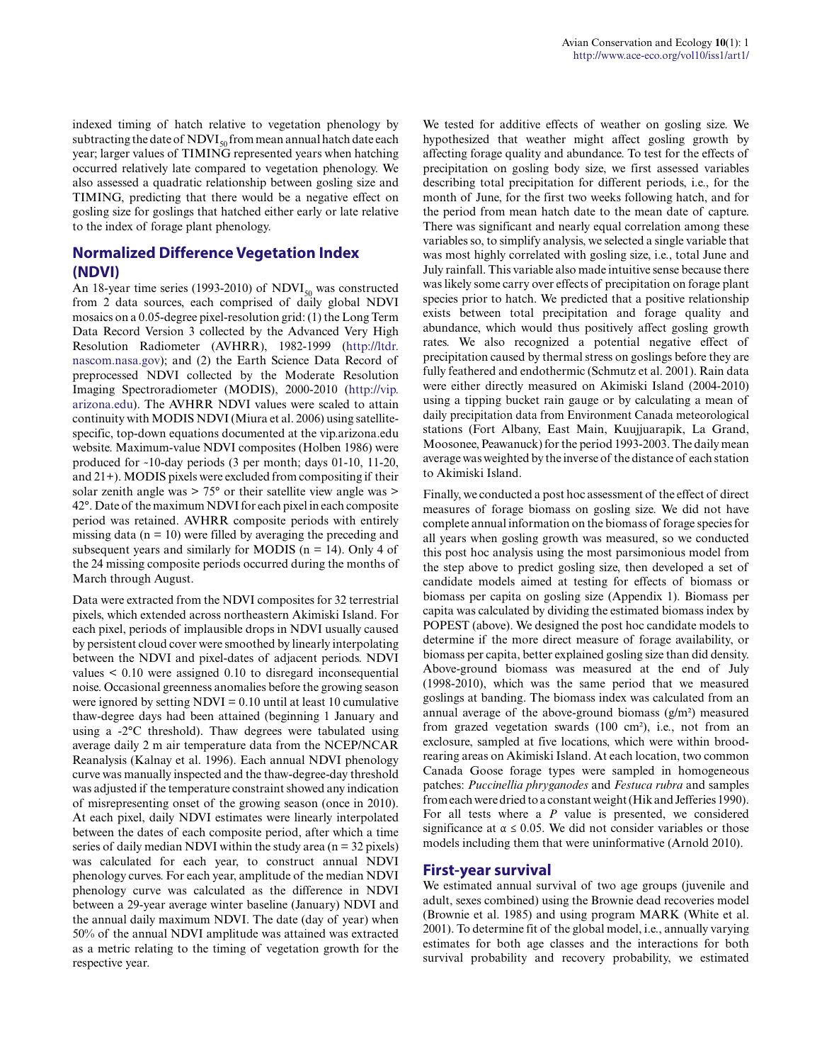indexed timing of hatch relative to vegetation phenology by subtracting the date of $NDVI_{50}$ from mean annual hatch date each year; larger values of TIMING represented years when hatching occurred relatively late compared to vegetation phenology. We also assessed a quadratic relationship between gosling size and TIMING, predicting that there would be a negative effect on gosling size for goslings that hatched either early or late relative to the index of forage plant phenology.

## Normalized Difference Vegetation Index (NDVI)

An 18-year time series (1993-2010) of $NDVI_{50}$ was constructed from 2 data sources, each comprised of daily global NDVI mosaics on a 0.05-degree pixel-resolution grid: (1) the Long Term Data Record Version 3 collected by the Advanced Very High Resolution Radiometer (AVHRR), 1982-1999 (http://ltdr.nascom.nasa.gov); and (2) the Earth Science Data Record of preprocessed NDVI collected by the Moderate Resolution Imaging Spectroradiometer (MODIS), 2000-2010 (http://vip.arizona.edu). The AVHRR NDVI values were scaled to attain continuity with MODIS NDVI (Miura et al. 2006) using satellite-specific, top-down equations documented at the vip.arizona.edu website. Maximum-value NDVI composites (Holben 1986) were produced for ~10-day periods (3 per month; days 01-10, 11-20, and 21+). MODIS pixels were excluded from compositing if their solar zenith angle was > 75° or their satellite view angle was > 42°. Date of the maximum NDVI for each pixel in each composite period was retained. AVHRR composite periods with entirely missing data (n = 10) were filled by averaging the preceding and subsequent years and similarly for MODIS (n = 14). Only 4 of the 24 missing composite periods occurred during the months of March through August.

Data were extracted from the NDVI composites for 32 terrestrial pixels, which extended across northeastern Akimiski Island. For each pixel, periods of implausible drops in NDVI usually caused by persistent cloud cover were smoothed by linearly interpolating between the NDVI and pixel-dates of adjacent periods. NDVI values < 0.10 were assigned 0.10 to disregard inconsequential noise. Occasional greenness anomalies before the growing season were ignored by setting NDVI = 0.10 until at least 10 cumulative thaw-degree days had been attained (beginning 1 January and using a -2°C threshold). Thaw degrees were tabulated using average daily 2 m air temperature data from the NCEP/NCAR Reanalysis (Kalnay et al. 1996). Each annual NDVI phenology curve was manually inspected and the thaw-degree-day threshold was adjusted if the temperature constraint showed any indication of misrepresenting onset of the growing season (once in 2010). At each pixel, daily NDVI estimates were linearly interpolated between the dates of each composite period, after which a time series of daily median NDVI within the study area (n = 32 pixels) was calculated for each year, to construct annual NDVI phenology curves. For each year, amplitude of the median NDVI phenology curve was calculated as the difference in NDVI between a 29-year average winter baseline (January) NDVI and the annual daily maximum NDVI. The date (day of year) when 50% of the annual NDVI amplitude was attained was extracted as a metric relating to the timing of vegetation growth for the respective year.

We tested for additive effects of weather on gosling size. We hypothesized that weather might affect gosling growth by affecting forage quality and abundance. To test for the effects of precipitation on gosling body size, we first assessed variables describing total precipitation for different periods, i.e., for the month of June, for the first two weeks following hatch, and for the period from mean hatch date to the mean date of capture. There was significant and nearly equal correlation among these variables so, to simplify analysis, we selected a single variable that was most highly correlated with gosling size, i.e., total June and July rainfall. This variable also made intuitive sense because there was likely some carry over effects of precipitation on forage plant species prior to hatch. We predicted that a positive relationship exists between total precipitation and forage quality and abundance, which would thus positively affect gosling growth rates. We also recognized a potential negative effect of precipitation caused by thermal stress on goslings before they are fully feathered and endothermic (Schmutz et al. 2001). Rain data were either directly measured on Akimiski Island (2004-2010) using a tipping bucket rain gauge or by calculating a mean of daily precipitation data from Environment Canada meteorological stations (Fort Albany, East Main, Kuujjuarapik, La Grand, Moosonee, Peawanuck) for the period 1993-2003. The daily mean average was weighted by the inverse of the distance of each station to Akimiski Island.

Finally, we conducted a post hoc assessment of the effect of direct measures of forage biomass on gosling size. We did not have complete annual information on the biomass of forage species for all years when gosling growth was measured, so we conducted this post hoc analysis using the most parsimonious model from the step above to predict gosling size, then developed a set of candidate models aimed at testing for effects of biomass or biomass per capita on gosling size (Appendix 1). Biomass per capita was calculated by dividing the estimated biomass index by POPEST (above). We designed the post hoc candidate models to determine if the more direct measure of forage availability, or biomass per capita, better explained gosling size than did density. Above-ground biomass was measured at the end of July (1998-2010), which was the same period that we measured goslings at banding. The biomass index was calculated from an annual average of the above-ground biomass (g/m²) measured from grazed vegetation swards (100 cm²), i.e., not from an exclosure, sampled at five locations, which were within brood-rearing areas on Akimiski Island. At each location, two common Canada Goose forage types were sampled in homogeneous patches: *Puccinellia phryganodes* and *Festuca rubra* and samples from each were dried to a constant weight (Hik and Jefferies 1990). For all tests where a *P* value is presented, we considered significance at $\alpha \leq 0.05$. We did not consider variables or those models including them that were uninformative (Arnold 2010).

## First-year survival

We estimated annual survival of two age groups (juvenile and adult, sexes combined) using the Brownie dead recoveries model (Brownie et al. 1985) and using program MARK (White et al. 2001). To determine fit of the global model, i.e., annually varying estimates for both age classes and the interactions for both survival probability and recovery probability, we estimated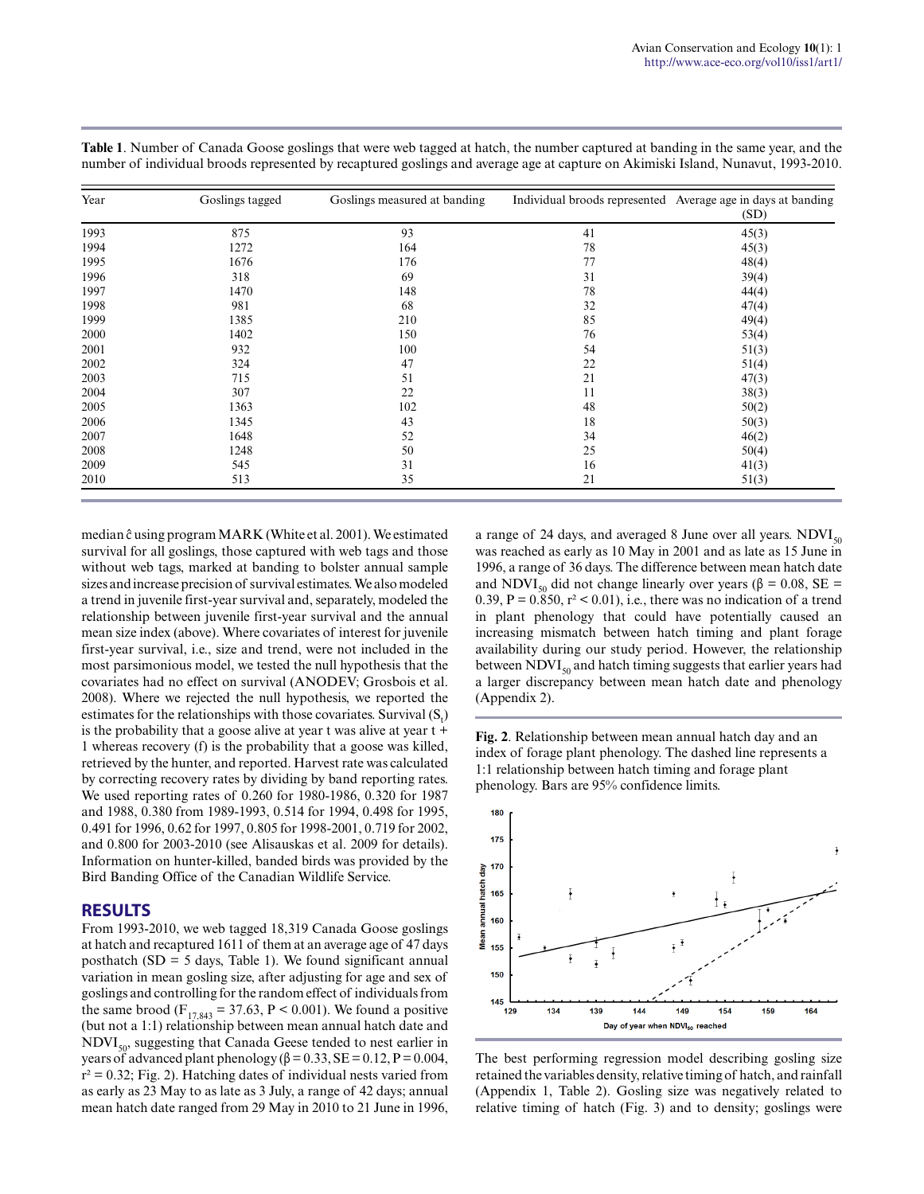**Table 1**. Number of Canada Goose goslings that were web tagged at hatch, the number captured at banding in the same year, and the number of individual broods represented by recaptured goslings and average age at capture on Akimiski Island, Nunavut, 1993-2010.

| Year | Goslings tagged | Goslings measured at banding | Individual broods represented | Average age in days at banding (SD) |
|---|---|---|---|---|
| 1993 | 875 | 93 | 41 | 45(3) |
| 1994 | 1272 | 164 | 78 | 45(3) |
| 1995 | 1676 | 176 | 77 | 48(4) |
| 1996 | 318 | 69 | 31 | 39(4) |
| 1997 | 1470 | 148 | 78 | 44(4) |
| 1998 | 981 | 68 | 32 | 47(4) |
| 1999 | 1385 | 210 | 85 | 49(4) |
| 2000 | 1402 | 150 | 76 | 53(4) |
| 2001 | 932 | 100 | 54 | 51(3) |
| 2002 | 324 | 47 | 22 | 51(4) |
| 2003 | 715 | 51 | 21 | 47(3) |
| 2004 | 307 | 22 | 11 | 38(3) |
| 2005 | 1363 | 102 | 48 | 50(2) |
| 2006 | 1345 | 43 | 18 | 50(3) |
| 2007 | 1648 | 52 | 34 | 46(2) |
| 2008 | 1248 | 50 | 25 | 50(4) |
| 2009 | 545 | 31 | 16 | 41(3) |
| 2010 | 513 | 35 | 21 | 51(3) |

median $\hat{c}$ using program MARK (White et al. 2001). We estimated survival for all goslings, those captured with web tags and those without web tags, marked at banding to bolster annual sample sizes and increase precision of survival estimates. We also modeled a trend in juvenile first-year survival and, separately, modeled the relationship between juvenile first-year survival and the annual mean size index (above). Where covariates of interest for juvenile first-year survival, i.e., size and trend, were not included in the most parsimonious model, we tested the null hypothesis that the covariates had no effect on survival (ANODEV; Grosbois et al. 2008). Where we rejected the null hypothesis, we reported the estimates for the relationships with those covariates. Survival ($S_t$) is the probability that a goose alive at year t was alive at year t + 1 whereas recovery (f) is the probability that a goose was killed, retrieved by the hunter, and reported. Harvest rate was calculated by correcting recovery rates by dividing by band reporting rates. We used reporting rates of 0.260 for 1980-1986, 0.320 for 1987 and 1988, 0.380 from 1989-1993, 0.514 for 1994, 0.498 for 1995, 0.491 for 1996, 0.62 for 1997, 0.805 for 1998-2001, 0.719 for 2002, and 0.800 for 2003-2010 (see Alisauskas et al. 2009 for details). Information on hunter-killed, banded birds was provided by the Bird Banding Office of the Canadian Wildlife Service.

## RESULTS

From 1993-2010, we web tagged 18,319 Canada Goose goslings at hatch and recaptured 1611 of them at an average age of 47 days posthatch (SD = 5 days, Table 1). We found significant annual variation in mean gosling size, after adjusting for age and sex of goslings and controlling for the random effect of individuals from the same brood ($F_{17,843} = 37.63$, $P < 0.001$). We found a positive (but not a 1:1) relationship between mean annual hatch date and $NDVI_{50}$, suggesting that Canada Geese tended to nest earlier in years of advanced plant phenology ($\beta = 0.33$, SE = 0.12, $P = 0.004$, $r^2 = 0.32$; Fig. 2). Hatching dates of individual nests varied from as early as 23 May to as late as 3 July, a range of 42 days; annual mean hatch date ranged from 29 May in 2010 to 21 June in 1996, a range of 24 days, and averaged 8 June over all years. $NDVI_{50}$ was reached as early as 10 May in 2001 and as late as 15 June in 1996, a range of 36 days. The difference between mean hatch date and $NDVI_{50}$ did not change linearly over years ($\beta = 0.08$, SE = 0.39, $P = 0.850$, $r^2 < 0.01$), i.e., there was no indication of a trend in plant phenology that could have potentially caused an increasing mismatch between hatch timing and plant forage availability during our study period. However, the relationship between $NDVI_{50}$ and hatch timing suggests that earlier years had a larger discrepancy between mean hatch date and phenology (Appendix 2).

**Fig. 2**. Relationship between mean annual hatch day and an index of forage plant phenology. The dashed line represents a 1:1 relationship between hatch timing and forage plant phenology. Bars are 95% confidence limits.

The best performing regression model describing gosling size retained the variables density, relative timing of hatch, and rainfall (Appendix 1, Table 2). Gosling size was negatively related to relative timing of hatch (Fig. 3) and to density; goslings were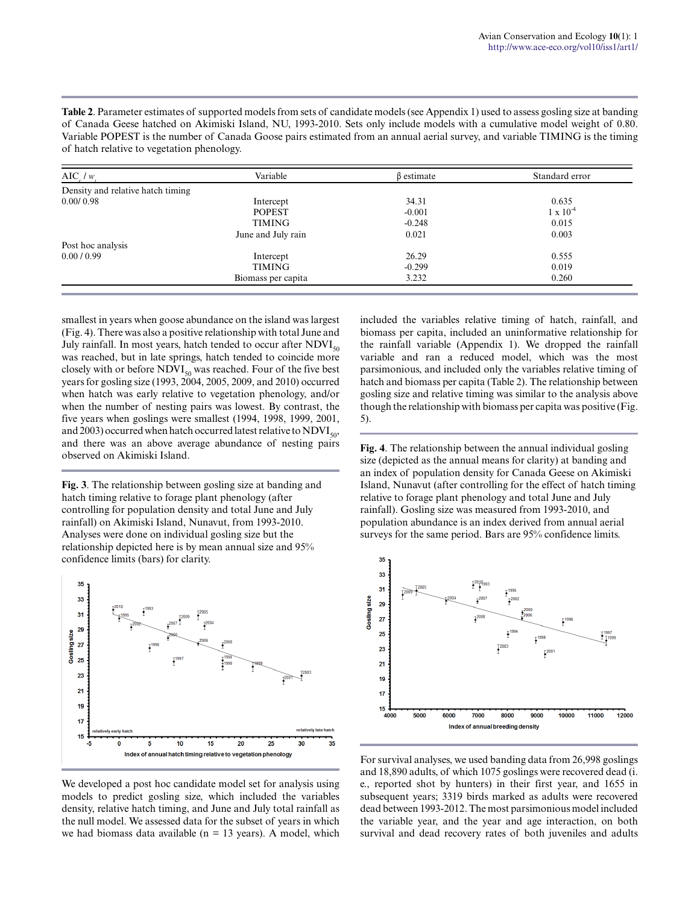**Table 2**. Parameter estimates of supported models from sets of candidate models (see Appendix 1) used to assess gosling size at banding of Canada Geese hatched on Akimiski Island, NU, 1993-2010. Sets only include models with a cumulative model weight of 0.80. Variable POPEST is the number of Canada Goose pairs estimated from an annual aerial survey, and variable TIMING is the timing of hatch relative to vegetation phenology.

| $AIC_c$ / $w_i$ | Variable | β estimate | Standard error |
|---|---|---|---|
| Density and relative hatch timing | | | |
| 0.00/ 0.98 | Intercept | 34.31 | 0.635 |
| | POPEST | -0.001 | $1 \times 10^{-4}$ |
| | TIMING | -0.248 | 0.015 |
| | June and July rain | 0.021 | 0.003 |
| Post hoc analysis | | | |
| 0.00 / 0.99 | Intercept | 26.29 | 0.555 |
| | TIMING | -0.299 | 0.019 |
| | Biomass per capita | 3.232 | 0.260 |

smallest in years when goose abundance on the island was largest (Fig. 4). There was also a positive relationship with total June and July rainfall. In most years, hatch tended to occur after $NDVI_{50}$ was reached, but in late springs, hatch tended to coincide more closely with or before $NDVI_{50}$ was reached. Four of the five best years for gosling size (1993, 2004, 2005, 2009, and 2010) occurred when hatch was early relative to vegetation phenology, and/or when the number of nesting pairs was lowest. By contrast, the five years when goslings were smallest (1994, 1998, 1999, 2001, and 2003) occurred when hatch occurred latest relative to $NDVI_{50}$, and there was an above average abundance of nesting pairs observed on Akimiski Island.

**Fig. 3**. The relationship between gosling size at banding and hatch timing relative to forage plant phenology (after controlling for population density and total June and July rainfall) on Akimiski Island, Nunavut, from 1993-2010. Analyses were done on individual gosling size but the relationship depicted here is by mean annual size and 95% confidence limits (bars) for clarity.

We developed a post hoc candidate model set for analysis using models to predict gosling size, which included the variables density, relative hatch timing, and June and July total rainfall as the null model. We assessed data for the subset of years in which we had biomass data available (n = 13 years). A model, which included the variables relative timing of hatch, rainfall, and biomass per capita, included an uninformative relationship for the rainfall variable (Appendix 1). We dropped the rainfall variable and ran a reduced model, which was the most parsimonious, and included only the variables relative timing of hatch and biomass per capita (Table 2). The relationship between gosling size and relative timing was similar to the analysis above though the relationship with biomass per capita was positive (Fig. 5).

**Fig. 4**. The relationship between the annual individual gosling size (depicted as the annual means for clarity) at banding and an index of population density for Canada Geese on Akimiski Island, Nunavut (after controlling for the effect of hatch timing relative to forage plant phenology and total June and July rainfall). Gosling size was measured from 1993-2010, and population abundance is an index derived from annual aerial surveys for the same period. Bars are 95% confidence limits.

For survival analyses, we used banding data from 26,998 goslings and 18,890 adults, of which 1075 goslings were recovered dead (i.e., reported shot by hunters) in their first year, and 1655 in subsequent years; 3319 birds marked as adults were recovered dead between 1993-2012. The most parsimonious model included the variable year, and the year and age interaction, on both survival and dead recovery rates of both juveniles and adults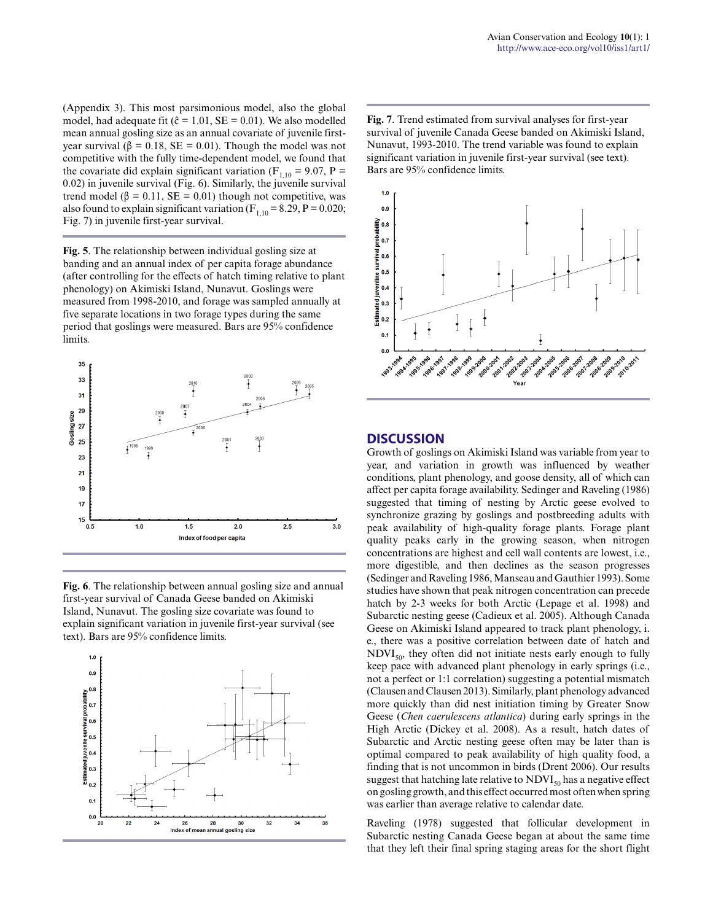(Appendix 3). This most parsimonious model, also the global model, had adequate fit ($\hat{c}$ = 1.01, SE = 0.01). We also modelled mean annual gosling size as an annual covariate of juvenile first-year survival ($\beta$ = 0.18, SE = 0.01). Though the model was not competitive with the fully time-dependent model, we found that the covariate did explain significant variation ($F_{1,10}$ = 9.07, P = 0.02) in juvenile survival (Fig. 6). Similarly, the juvenile survival trend model ($\beta$ = 0.11, SE = 0.01) though not competitive, was also found to explain significant variation ($F_{1,10}$ = 8.29, P = 0.020; Fig. 7) in juvenile first-year survival.

**Fig. 5**. The relationship between individual gosling size at banding and an annual index of per capita forage abundance (after controlling for the effects of hatch timing relative to plant phenology) on Akimiski Island, Nunavut. Goslings were measured from 1998-2010, and forage was sampled annually at five separate locations in two forage types during the same period that goslings were measured. Bars are 95% confidence limits.

**Fig. 6**. The relationship between annual gosling size and annual first-year survival of Canada Geese banded on Akimiski Island, Nunavut. The gosling size covariate was found to explain significant variation in juvenile first-year survival (see text). Bars are 95% confidence limits.

**Fig. 7**. Trend estimated from survival analyses for first-year survival of juvenile Canada Geese banded on Akimiski Island, Nunavut, 1993-2010. The trend variable was found to explain significant variation in juvenile first-year survival (see text). Bars are 95% confidence limits.

## DISCUSSION

Growth of goslings on Akimiski Island was variable from year to year, and variation in growth was influenced by weather conditions, plant phenology, and goose density, all of which can affect per capita forage availability. Sedinger and Raveling (1986) suggested that timing of nesting by Arctic geese evolved to synchronize grazing by goslings and postbreeding adults with peak availability of high-quality forage plants. Forage plant quality peaks early in the growing season, when nitrogen concentrations are highest and cell wall contents are lowest, i.e., more digestible, and then declines as the season progresses (Sedinger and Raveling 1986, Manseau and Gauthier 1993). Some studies have shown that peak nitrogen concentration can precede hatch by 2-3 weeks for both Arctic (Lepage et al. 1998) and Subarctic nesting geese (Cadieux et al. 2005). Although Canada Geese on Akimiski Island appeared to track plant phenology, i. e., there was a positive correlation between date of hatch and $NDVI_{50}$, they often did not initiate nests early enough to fully keep pace with advanced plant phenology in early springs (i.e., not a perfect or 1:1 correlation) suggesting a potential mismatch (Clausen and Clausen 2013). Similarly, plant phenology advanced more quickly than did nest initiation timing by Greater Snow Geese (*Chen caerulescens atlantica*) during early springs in the High Arctic (Dickey et al. 2008). As a result, hatch dates of Subarctic and Arctic nesting geese often may be later than is optimal compared to peak availability of high quality food, a finding that is not uncommon in birds (Drent 2006). Our results suggest that hatching late relative to $NDVI_{50}$ has a negative effect on gosling growth, and this effect occurred most often when spring was earlier than average relative to calendar date.

Raveling (1978) suggested that follicular development in Subarctic nesting Canada Geese began at about the same time that they left their final spring staging areas for the short flight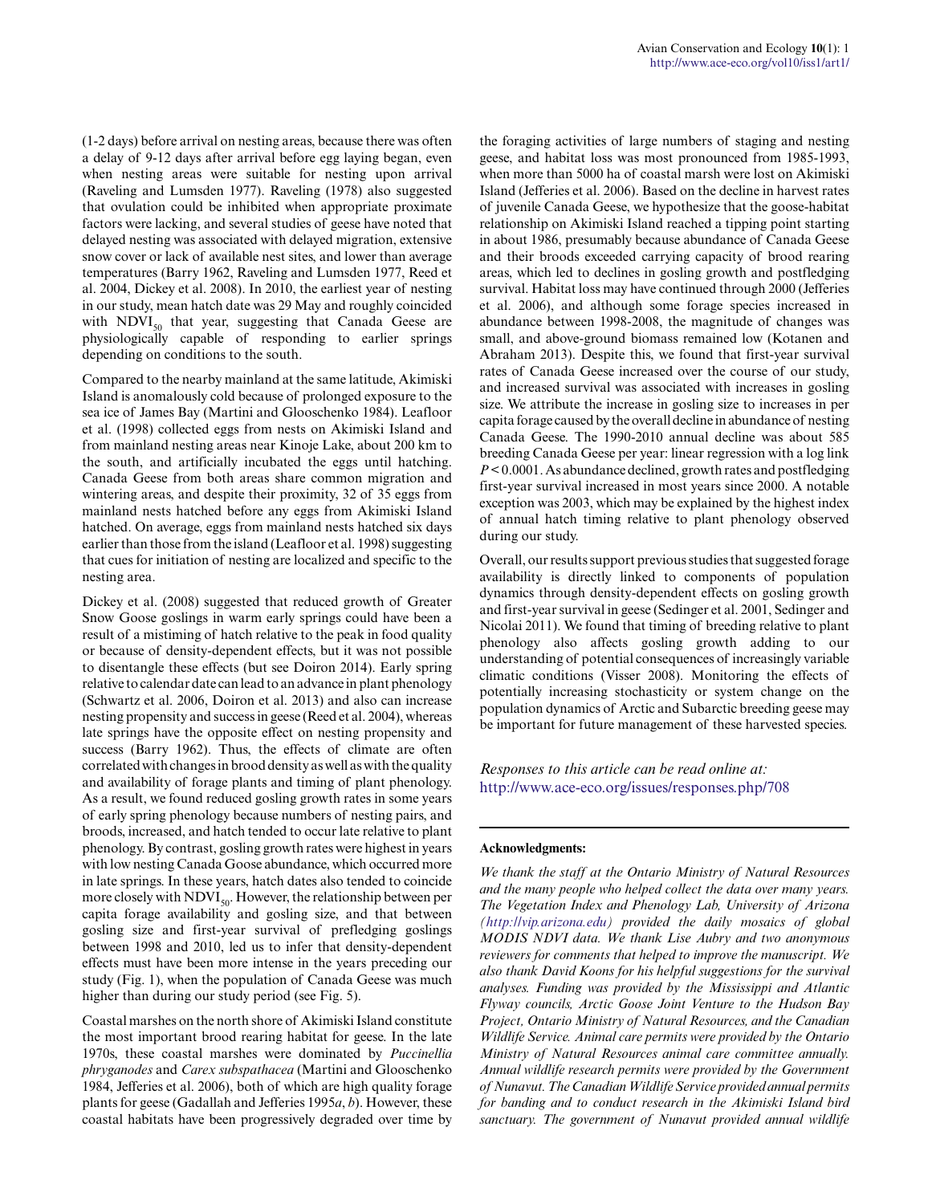(1-2 days) before arrival on nesting areas, because there was often a delay of 9-12 days after arrival before egg laying began, even when nesting areas were suitable for nesting upon arrival (Raveling and Lumsden 1977). Raveling (1978) also suggested that ovulation could be inhibited when appropriate proximate factors were lacking, and several studies of geese have noted that delayed nesting was associated with delayed migration, extensive snow cover or lack of available nest sites, and lower than average temperatures (Barry 1962, Raveling and Lumsden 1977, Reed et al. 2004, Dickey et al. 2008). In 2010, the earliest year of nesting in our study, mean hatch date was 29 May and roughly coincided with $NDVI_{50}$ that year, suggesting that Canada Geese are physiologically capable of responding to earlier springs depending on conditions to the south.

Compared to the nearby mainland at the same latitude, Akimiski Island is anomalously cold because of prolonged exposure to the sea ice of James Bay (Martini and Glooschenko 1984). Leafloor et al. (1998) collected eggs from nests on Akimiski Island and from mainland nesting areas near Kinoje Lake, about 200 km to the south, and artificially incubated the eggs until hatching. Canada Geese from both areas share common migration and wintering areas, and despite their proximity, 32 of 35 eggs from mainland nests hatched before any eggs from Akimiski Island hatched. On average, eggs from mainland nests hatched six days earlier than those from the island (Leafloor et al. 1998) suggesting that cues for initiation of nesting are localized and specific to the nesting area.

Dickey et al. (2008) suggested that reduced growth of Greater Snow Goose goslings in warm early springs could have been a result of a mistiming of hatch relative to the peak in food quality or because of density-dependent effects, but it was not possible to disentangle these effects (but see Doiron 2014). Early spring relative to calendar date can lead to an advance in plant phenology (Schwartz et al. 2006, Doiron et al. 2013) and also can increase nesting propensity and success in geese (Reed et al. 2004), whereas late springs have the opposite effect on nesting propensity and success (Barry 1962). Thus, the effects of climate are often correlated with changes in brood density as well as with the quality and availability of forage plants and timing of plant phenology. As a result, we found reduced gosling growth rates in some years of early spring phenology because numbers of nesting pairs, and broods, increased, and hatch tended to occur late relative to plant phenology. By contrast, gosling growth rates were highest in years with low nesting Canada Goose abundance, which occurred more in late springs. In these years, hatch dates also tended to coincide more closely with $NDVI_{50}$. However, the relationship between per capita forage availability and gosling size, and that between gosling size and first-year survival of prefledging goslings between 1998 and 2010, led us to infer that density-dependent effects must have been more intense in the years preceding our study (Fig. 1), when the population of Canada Geese was much higher than during our study period (see Fig. 5).

Coastal marshes on the north shore of Akimiski Island constitute the most important brood rearing habitat for geese. In the late 1970s, these coastal marshes were dominated by *Puccinellia phryganodes* and *Carex subspathacea* (Martini and Glooschenko 1984, Jefferies et al. 2006), both of which are high quality forage plants for geese (Gadallah and Jefferies 1995*a*, *b*). However, these coastal habitats have been progressively degraded over time by the foraging activities of large numbers of staging and nesting geese, and habitat loss was most pronounced from 1985-1993, when more than 5000 ha of coastal marsh were lost on Akimiski Island (Jefferies et al. 2006). Based on the decline in harvest rates of juvenile Canada Geese, we hypothesize that the goose-habitat relationship on Akimiski Island reached a tipping point starting in about 1986, presumably because abundance of Canada Geese and their broods exceeded carrying capacity of brood rearing areas, which led to declines in gosling growth and postfledging survival. Habitat loss may have continued through 2000 (Jefferies et al. 2006), and although some forage species increased in abundance between 1998-2008, the magnitude of changes was small, and above-ground biomass remained low (Kotanen and Abraham 2013). Despite this, we found that first-year survival rates of Canada Geese increased over the course of our study, and increased survival was associated with increases in gosling size. We attribute the increase in gosling size to increases in per capita forage caused by the overall decline in abundance of nesting Canada Geese. The 1990-2010 annual decline was about 585 breeding Canada Geese per year: linear regression with a log link $P < 0.0001$. As abundance declined, growth rates and postfledging first-year survival increased in most years since 2000. A notable exception was 2003, which may be explained by the highest index of annual hatch timing relative to plant phenology observed during our study.

Overall, our results support previous studies that suggested forage availability is directly linked to components of population dynamics through density-dependent effects on gosling growth and first-year survival in geese (Sedinger et al. 2001, Sedinger and Nicolai 2011). We found that timing of breeding relative to plant phenology also affects gosling growth adding to our understanding of potential consequences of increasingly variable climatic conditions (Visser 2008). Monitoring the effects of potentially increasing stochasticity or system change on the population dynamics of Arctic and Subarctic breeding geese may be important for future management of these harvested species.

*Responses to this article can be read online at:*
http://www.ace-eco.org/issues/responses.php/708

---

**Acknowledgments:**

*We thank the staff at the Ontario Ministry of Natural Resources and the many people who helped collect the data over many years. The Vegetation Index and Phenology Lab, University of Arizona (http://vip.arizona.edu) provided the daily mosaics of global MODIS NDVI data. We thank Lise Aubry and two anonymous reviewers for comments that helped to improve the manuscript. We also thank David Koons for his helpful suggestions for the survival analyses. Funding was provided by the Mississippi and Atlantic Flyway councils, Arctic Goose Joint Venture to the Hudson Bay Project, Ontario Ministry of Natural Resources, and the Canadian Wildlife Service. Animal care permits were provided by the Ontario Ministry of Natural Resources animal care committee annually. Annual wildlife research permits were provided by the Government of Nunavut. The Canadian Wildlife Service provided annual permits for banding and to conduct research in the Akimiski Island bird sanctuary. The government of Nunavut provided annual wildlife*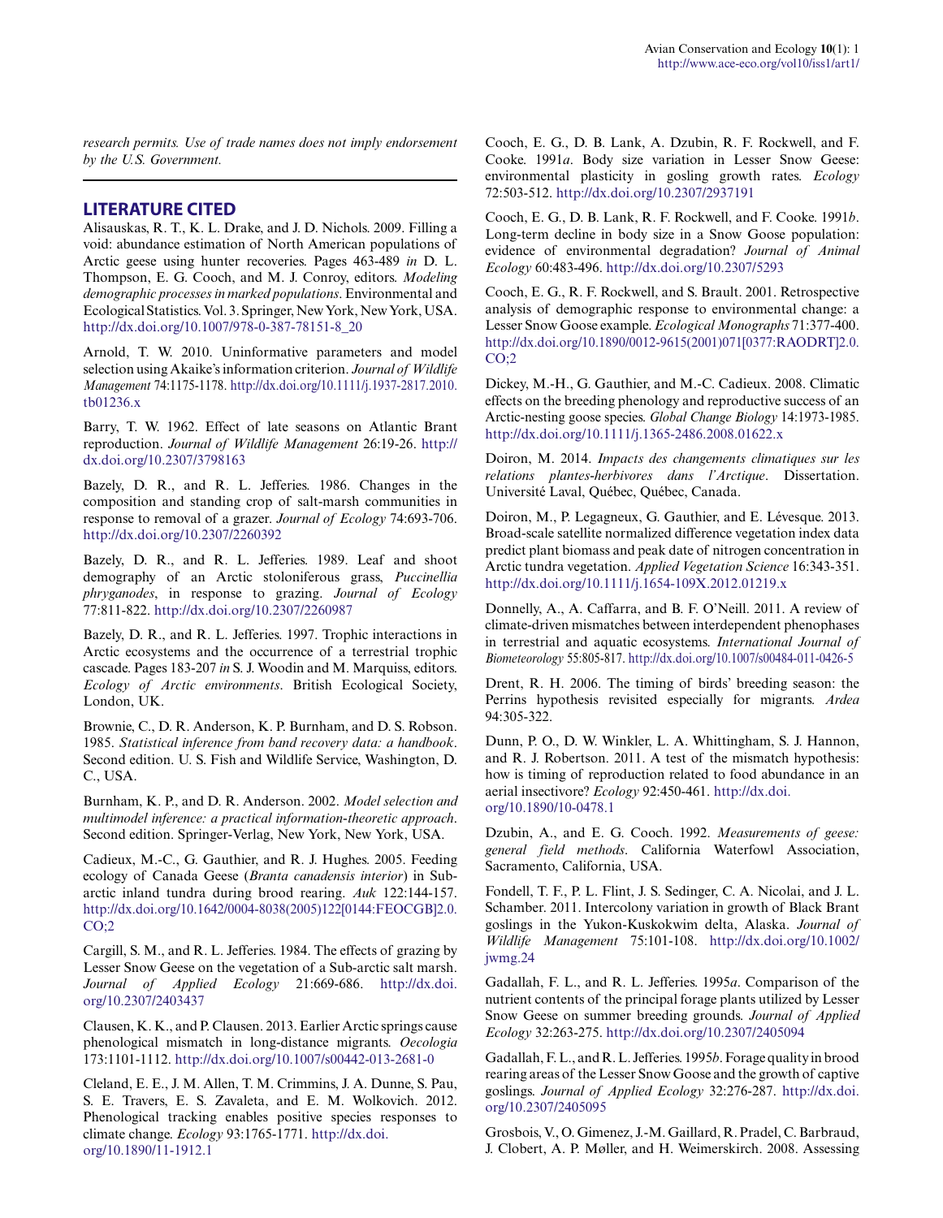research permits. Use of trade names does not imply endorsement by the U.S. Government.

## LITERATURE CITED

Alisauskas, R. T., K. L. Drake, and J. D. Nichols. 2009. Filling a void: abundance estimation of North American populations of Arctic geese using hunter recoveries. Pages 463-489 *in* D. L. Thompson, E. G. Cooch, and M. J. Conroy, editors. *Modeling demographic processes in marked populations*. Environmental and Ecological Statistics. Vol. 3. Springer, New York, New York, USA. http://dx.doi.org/10.1007/978-0-387-78151-8_20

Arnold, T. W. 2010. Uninformative parameters and model selection using Akaike's information criterion. *Journal of Wildlife Management* 74:1175-1178. http://dx.doi.org/10.1111/j.1937-2817.2010.tb01236.x

Barry, T. W. 1962. Effect of late seasons on Atlantic Brant reproduction. *Journal of Wildlife Management* 26:19-26. http://dx.doi.org/10.2307/3798163

Bazely, D. R., and R. L. Jefferies. 1986. Changes in the composition and standing crop of salt-marsh communities in response to removal of a grazer. *Journal of Ecology* 74:693-706. http://dx.doi.org/10.2307/2260392

Bazely, D. R., and R. L. Jefferies. 1989. Leaf and shoot demography of an Arctic stoloniferous grass, *Puccinellia phryganodes*, in response to grazing. *Journal of Ecology* 77:811-822. http://dx.doi.org/10.2307/2260987

Bazely, D. R., and R. L. Jefferies. 1997. Trophic interactions in Arctic ecosystems and the occurrence of a terrestrial trophic cascade. Pages 183-207 *in* S. J. Woodin and M. Marquiss, editors. *Ecology of Arctic environments*. British Ecological Society, London, UK.

Brownie, C., D. R. Anderson, K. P. Burnham, and D. S. Robson. 1985. *Statistical inference from band recovery data: a handbook*. Second edition. U. S. Fish and Wildlife Service, Washington, D. C., USA.

Burnham, K. P., and D. R. Anderson. 2002. *Model selection and multimodel inference: a practical information-theoretic approach*. Second edition. Springer-Verlag, New York, New York, USA.

Cadieux, M.-C., G. Gauthier, and R. J. Hughes. 2005. Feeding ecology of Canada Geese (*Branta canadensis interior*) in Sub-arctic inland tundra during brood rearing. *Auk* 122:144-157. http://dx.doi.org/10.1642/0004-8038(2005)122[0144:FEOCGB]2.0.CO;2

Cargill, S. M., and R. L. Jefferies. 1984. The effects of grazing by Lesser Snow Geese on the vegetation of a Sub-arctic salt marsh. *Journal of Applied Ecology* 21:669-686. http://dx.doi.org/10.2307/2403437

Clausen, K. K., and P. Clausen. 2013. Earlier Arctic springs cause phenological mismatch in long-distance migrants. *Oecologia* 173:1101-1112. http://dx.doi.org/10.1007/s00442-013-2681-0

Cleland, E. E., J. M. Allen, T. M. Crimmins, J. A. Dunne, S. Pau, S. E. Travers, E. S. Zavaleta, and E. M. Wolkovich. 2012. Phenological tracking enables positive species responses to climate change. *Ecology* 93:1765-1771. http://dx.doi.org/10.1890/11-1912.1

Cooch, E. G., D. B. Lank, A. Dzubin, R. F. Rockwell, and F. Cooke. 1991*a*. Body size variation in Lesser Snow Geese: environmental plasticity in gosling growth rates. *Ecology* 72:503-512. http://dx.doi.org/10.2307/2937191

Cooch, E. G., D. B. Lank, R. F. Rockwell, and F. Cooke. 1991*b*. Long-term decline in body size in a Snow Goose population: evidence of environmental degradation? *Journal of Animal Ecology* 60:483-496. http://dx.doi.org/10.2307/5293

Cooch, E. G., R. F. Rockwell, and S. Brault. 2001. Retrospective analysis of demographic response to environmental change: a Lesser Snow Goose example. *Ecological Monographs* 71:377-400. http://dx.doi.org/10.1890/0012-9615(2001)071[0377:RAODRT]2.0.CO;2

Dickey, M.-H., G. Gauthier, and M.-C. Cadieux. 2008. Climatic effects on the breeding phenology and reproductive success of an Arctic-nesting goose species. *Global Change Biology* 14:1973-1985. http://dx.doi.org/10.1111/j.1365-2486.2008.01622.x

Doiron, M. 2014. *Impacts des changements climatiques sur les relations plantes-herbivores dans l'Arctique*. Dissertation. Université Laval, Québec, Québec, Canada.

Doiron, M., P. Legagneux, G. Gauthier, and E. Lévesque. 2013. Broad-scale satellite normalized difference vegetation index data predict plant biomass and peak date of nitrogen concentration in Arctic tundra vegetation. *Applied Vegetation Science* 16:343-351. http://dx.doi.org/10.1111/j.1654-109X.2012.01219.x

Donnelly, A., A. Caffarra, and B. F. O'Neill. 2011. A review of climate-driven mismatches between interdependent phenophases in terrestrial and aquatic ecosystems. *International Journal of Biometeorology* 55:805-817. http://dx.doi.org/10.1007/s00484-011-0426-5

Drent, R. H. 2006. The timing of birds' breeding season: the Perrins hypothesis revisited especially for migrants. *Ardea* 94:305-322.

Dunn, P. O., D. W. Winkler, L. A. Whittingham, S. J. Hannon, and R. J. Robertson. 2011. A test of the mismatch hypothesis: how is timing of reproduction related to food abundance in an aerial insectivore? *Ecology* 92:450-461. http://dx.doi.org/10.1890/10-0478.1

Dzubin, A., and E. G. Cooch. 1992. *Measurements of geese: general field methods*. California Waterfowl Association, Sacramento, California, USA.

Fondell, T. F., P. L. Flint, J. S. Sedinger, C. A. Nicolai, and J. L. Schamber. 2011. Intercolony variation in growth of Black Brant goslings in the Yukon-Kuskokwim delta, Alaska. *Journal of Wildlife Management* 75:101-108. http://dx.doi.org/10.1002/jwmg.24

Gadallah, F. L., and R. L. Jefferies. 1995*a*. Comparison of the nutrient contents of the principal forage plants utilized by Lesser Snow Geese on summer breeding grounds. *Journal of Applied Ecology* 32:263-275. http://dx.doi.org/10.2307/2405094

Gadallah, F. L., and R. L. Jefferies. 1995*b*. Forage quality in brood rearing areas of the Lesser Snow Goose and the growth of captive goslings. *Journal of Applied Ecology* 32:276-287. http://dx.doi.org/10.2307/2405095

Grosbois, V., O. Gimenez, J.-M. Gaillard, R. Pradel, C. Barbraud, J. Clobert, A. P. Møller, and H. Weimerskirch. 2008. Assessing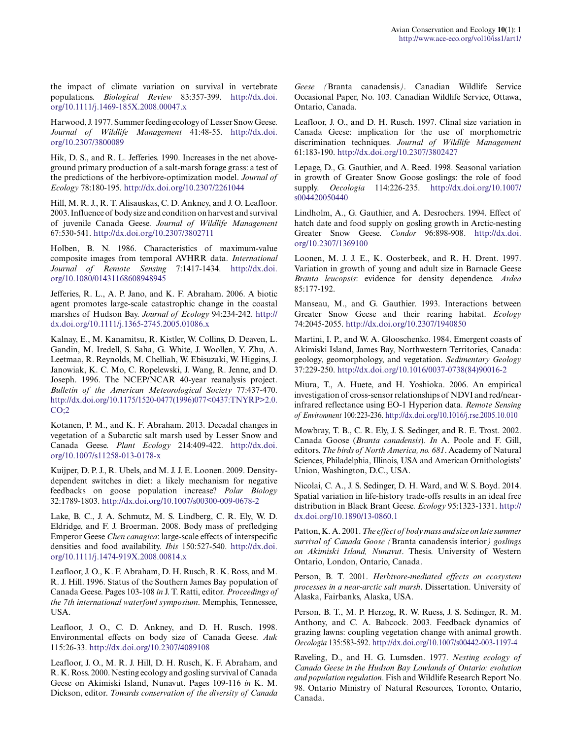the impact of climate variation on survival in vertebrate populations. *Biological Review* 83:357-399. http://dx.doi.org/10.1111/j.1469-185X.2008.00047.x

Harwood, J. 1977. Summer feeding ecology of Lesser Snow Geese. *Journal of Wildlife Management* 41:48-55. http://dx.doi.org/10.2307/3800089

Hik, D. S., and R. L. Jefferies. 1990. Increases in the net above-ground primary production of a salt-marsh forage grass: a test of the predictions of the herbivore-optimization model. *Journal of Ecology* 78:180-195. http://dx.doi.org/10.2307/2261044

Hill, M. R. J., R. T. Alisauskas, C. D. Ankney, and J. O. Leafloor. 2003. Influence of body size and condition on harvest and survival of juvenile Canada Geese. *Journal of Wildlife Management* 67:530-541. http://dx.doi.org/10.2307/3802711

Holben, B. N. 1986. Characteristics of maximum-value composite images from temporal AVHRR data. *International Journal of Remote Sensing* 7:1417-1434. http://dx.doi.org/10.1080/01431168608948945

Jefferies, R. L., A. P. Jano, and K. F. Abraham. 2006. A biotic agent promotes large-scale catastrophic change in the coastal marshes of Hudson Bay. *Journal of Ecology* 94:234-242. http://dx.doi.org/10.1111/j.1365-2745.2005.01086.x

Kalnay, E., M. Kanamitsu, R. Kistler, W. Collins, D. Deaven, L. Gandin, M. Iredell, S. Saha, G. White, J. Woollen, Y. Zhu, A. Leetmaa, R. Reynolds, M. Chelliah, W. Ebisuzaki, W. Higgins, J. Janowiak, K. C. Mo, C. Ropelewski, J. Wang, R. Jenne, and D. Joseph. 1996. The NCEP/NCAR 40-year reanalysis project. *Bulletin of the American Meteorological Society* 77:437-470. http://dx.doi.org/10.1175/1520-0477(1996)077<0437:TNYRP>2.0.CO;2

Kotanen, P. M., and K. F. Abraham. 2013. Decadal changes in vegetation of a Subarctic salt marsh used by Lesser Snow and Canada Geese. *Plant Ecology* 214:409-422. http://dx.doi.org/10.1007/s11258-013-0178-x

Kuijper, D. P. J., R. Ubels, and M. J. J. E. Loonen. 2009. Density-dependent switches in diet: a likely mechanism for negative feedbacks on goose population increase? *Polar Biology* 32:1789-1803. http://dx.doi.org/10.1007/s00300-009-0678-2

Lake, B. C., J. A. Schmutz, M. S. Lindberg, C. R. Ely, W. D. Eldridge, and F. J. Broerman. 2008. Body mass of prefledging Emperor Geese *Chen canagica*: large-scale effects of interspecific densities and food availability. *Ibis* 150:527-540. http://dx.doi.org/10.1111/j.1474-919X.2008.00814.x

Leafloor, J. O., K. F. Abraham, D. H. Rusch, R. K. Ross, and M. R. J. Hill. 1996. Status of the Southern James Bay population of Canada Geese. Pages 103-108 *in* J. T. Ratti, editor. *Proceedings of the 7th international waterfowl symposium*. Memphis, Tennessee, USA.

Leafloor, J. O., C. D. Ankney, and D. H. Rusch. 1998. Environmental effects on body size of Canada Geese. *Auk* 115:26-33. http://dx.doi.org/10.2307/4089108

Leafloor, J. O., M. R. J. Hill, D. H. Rusch, K. F. Abraham, and R. K. Ross. 2000. Nesting ecology and gosling survival of Canada Geese on Akimiski Island, Nunavut. Pages 109-116 *in* K. M. Dickson, editor. *Towards conservation of the diversity of Canada Geese (*Branta canadensis*)*. Canadian Wildlife Service Occasional Paper, No. 103. Canadian Wildlife Service, Ottawa, Ontario, Canada.

Leafloor, J. O., and D. H. Rusch. 1997. Clinal size variation in Canada Geese: implication for the use of morphometric discrimination techniques. *Journal of Wildlife Management* 61:183-190. http://dx.doi.org/10.2307/3802427

Lepage, D., G. Gauthier, and A. Reed. 1998. Seasonal variation in growth of Greater Snow Goose goslings: the role of food supply. *Oecologia* 114:226-235. http://dx.doi.org/10.1007/s004420050440

Lindholm, A., G. Gauthier, and A. Desrochers. 1994. Effect of hatch date and food supply on gosling growth in Arctic-nesting Greater Snow Geese. *Condor* 96:898-908. http://dx.doi.org/10.2307/1369100

Loonen, M. J. J. E., K. Oosterbeek, and R. H. Drent. 1997. Variation in growth of young and adult size in Barnacle Geese *Branta leucopsis*: evidence for density dependence. *Ardea* 85:177-192.

Manseau, M., and G. Gauthier. 1993. Interactions between Greater Snow Geese and their rearing habitat. *Ecology* 74:2045-2055. http://dx.doi.org/10.2307/1940850

Martini, I. P., and W. A. Glooschenko. 1984. Emergent coasts of Akimiski Island, James Bay, Northwestern Territories, Canada: geology, geomorphology, and vegetation. *Sedimentary Geology* 37:229-250. http://dx.doi.org/10.1016/0037-0738(84)90016-2

Miura, T., A. Huete, and H. Yoshioka. 2006. An empirical investigation of cross-sensor relationships of NDVI and red/near-infrared reflectance using EO-1 Hyperion data. *Remote Sensing of Environment* 100:223-236. http://dx.doi.org/10.1016/j.rse.2005.10.010

Mowbray, T. B., C. R. Ely, J. S. Sedinger, and R. E. Trost. 2002. Canada Goose (*Branta canadensis*). *In* A. Poole and F. Gill, editors. *The birds of North America, no. 681*. Academy of Natural Sciences, Philadelphia, Illinois, USA and American Ornithologists' Union, Washington, D.C., USA.

Nicolai, C. A., J. S. Sedinger, D. H. Ward, and W. S. Boyd. 2014. Spatial variation in life-history trade-offs results in an ideal free distribution in Black Brant Geese. *Ecology* 95:1323-1331. http://dx.doi.org/10.1890/13-0860.1

Patton, K. A. 2001. *The effect of body mass and size on late summer survival of Canada Goose (*Branta canadensis interior*) goslings on Akimiski Island, Nunavut*. Thesis. University of Western Ontario, London, Ontario, Canada.

Person, B. T. 2001. *Herbivore-mediated effects on ecosystem processes in a near-arctic salt marsh*. Dissertation. University of Alaska, Fairbanks, Alaska, USA.

Person, B. T., M. P. Herzog, R. W. Ruess, J. S. Sedinger, R. M. Anthony, and C. A. Babcock. 2003. Feedback dynamics of grazing lawns: coupling vegetation change with animal growth. *Oecologia* 135:583-592. http://dx.doi.org/10.1007/s00442-003-1197-4

Raveling, D., and H. G. Lumsden. 1977. *Nesting ecology of Canada Geese in the Hudson Bay Lowlands of Ontario: evolution and population regulation*. Fish and Wildlife Research Report No. 98. Ontario Ministry of Natural Resources, Toronto, Ontario, Canada.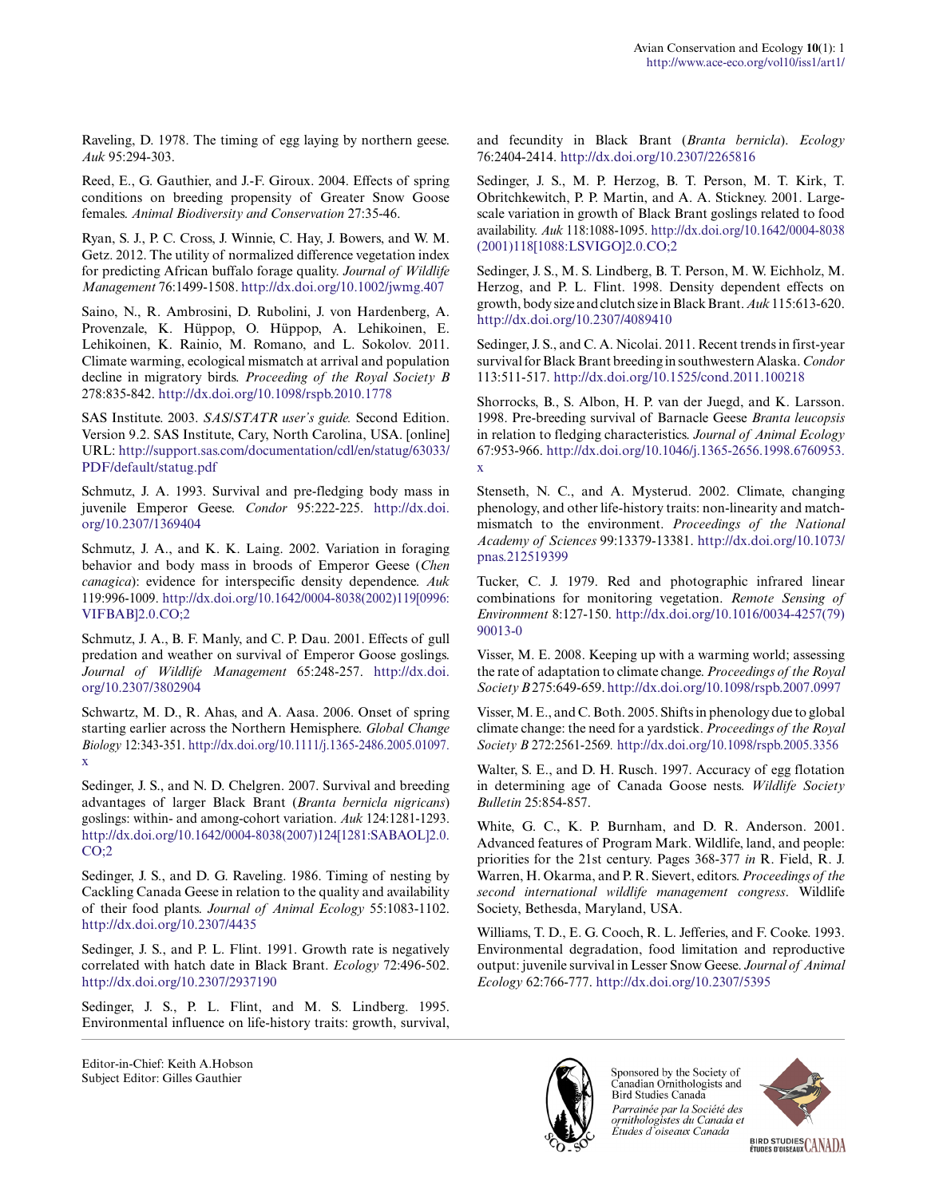Raveling, D. 1978. The timing of egg laying by northern geese. *Auk* 95:294-303.

Reed, E., G. Gauthier, and J.-F. Giroux. 2004. Effects of spring conditions on breeding propensity of Greater Snow Goose females. *Animal Biodiversity and Conservation* 27:35-46.

Ryan, S. J., P. C. Cross, J. Winnie, C. Hay, J. Bowers, and W. M. Getz. 2012. The utility of normalized difference vegetation index for predicting African buffalo forage quality. *Journal of Wildlife Management* 76:1499-1508. http://dx.doi.org/10.1002/jwmg.407

Saino, N., R. Ambrosini, D. Rubolini, J. von Hardenberg, A. Provenzale, K. Hüppop, O. Hüppop, A. Lehikoinen, E. Lehikoinen, K. Rainio, M. Romano, and L. Sokolov. 2011. Climate warming, ecological mismatch at arrival and population decline in migratory birds. *Proceeding of the Royal Society B* 278:835-842. http://dx.doi.org/10.1098/rspb.2010.1778

SAS Institute. 2003. *SAS/STATR user's guide.* Second Edition. Version 9.2. SAS Institute, Cary, North Carolina, USA. [online] URL: http://support.sas.com/documentation/cdl/en/statug/63033/PDF/default/statug.pdf

Schmutz, J. A. 1993. Survival and pre-fledging body mass in juvenile Emperor Geese. *Condor* 95:222-225. http://dx.doi.org/10.2307/1369404

Schmutz, J. A., and K. K. Laing. 2002. Variation in foraging behavior and body mass in broods of Emperor Geese (*Chen canagica*): evidence for interspecific density dependence. *Auk* 119:996-1009. http://dx.doi.org/10.1642/0004-8038(2002)119[0996:VIFBAB]2.0.CO;2

Schmutz, J. A., B. F. Manly, and C. P. Dau. 2001. Effects of gull predation and weather on survival of Emperor Goose goslings. *Journal of Wildlife Management* 65:248-257. http://dx.doi.org/10.2307/3802904

Schwartz, M. D., R. Ahas, and A. Aasa. 2006. Onset of spring starting earlier across the Northern Hemisphere. *Global Change Biology* 12:343-351. http://dx.doi.org/10.1111/j.1365-2486.2005.01097.x

Sedinger, J. S., and N. D. Chelgren. 2007. Survival and breeding advantages of larger Black Brant (*Branta bernicla nigricans*) goslings: within- and among-cohort variation. *Auk* 124:1281-1293. http://dx.doi.org/10.1642/0004-8038(2007)124[1281:SABAOL]2.0.CO;2

Sedinger, J. S., and D. G. Raveling. 1986. Timing of nesting by Cackling Canada Geese in relation to the quality and availability of their food plants. *Journal of Animal Ecology* 55:1083-1102. http://dx.doi.org/10.2307/4435

Sedinger, J. S., and P. L. Flint. 1991. Growth rate is negatively correlated with hatch date in Black Brant. *Ecology* 72:496-502. http://dx.doi.org/10.2307/2937190

Sedinger, J. S., P. L. Flint, and M. S. Lindberg. 1995. Environmental influence on life-history traits: growth, survival, and fecundity in Black Brant (*Branta bernicla*). *Ecology* 76:2404-2414. http://dx.doi.org/10.2307/2265816

Sedinger, J. S., M. P. Herzog, B. T. Person, M. T. Kirk, T. Obritchkewitch, P. P. Martin, and A. A. Stickney. 2001. Large-scale variation in growth of Black Brant goslings related to food availability. *Auk* 118:1088-1095. http://dx.doi.org/10.1642/0004-8038(2001)118[1088:LSVIGO]2.0.CO;2

Sedinger, J. S., M. S. Lindberg, B. T. Person, M. W. Eichholz, M. Herzog, and P. L. Flint. 1998. Density dependent effects on growth, body size and clutch size in Black Brant. *Auk* 115:613-620. http://dx.doi.org/10.2307/4089410

Sedinger, J. S., and C. A. Nicolai. 2011. Recent trends in first-year survival for Black Brant breeding in southwestern Alaska. *Condor* 113:511-517. http://dx.doi.org/10.1525/cond.2011.100218

Shorrocks, B., S. Albon, H. P. van der Juegd, and K. Larsson. 1998. Pre-breeding survival of Barnacle Geese *Branta leucopsis* in relation to fledging characteristics. *Journal of Animal Ecology* 67:953-966. http://dx.doi.org/10.1046/j.1365-2656.1998.6760953.x

Stenseth, N. C., and A. Mysterud. 2002. Climate, changing phenology, and other life-history traits: non-linearity and match-mismatch to the environment. *Proceedings of the National Academy of Sciences* 99:13379-13381. http://dx.doi.org/10.1073/pnas.212519399

Tucker, C. J. 1979. Red and photographic infrared linear combinations for monitoring vegetation. *Remote Sensing of Environment* 8:127-150. http://dx.doi.org/10.1016/0034-4257(79)90013-0

Visser, M. E. 2008. Keeping up with a warming world; assessing the rate of adaptation to climate change. *Proceedings of the Royal Society B* 275:649-659. http://dx.doi.org/10.1098/rspb.2007.0997

Visser, M. E., and C. Both. 2005. Shifts in phenology due to global climate change: the need for a yardstick. *Proceedings of the Royal Society B* 272:2561-2569. http://dx.doi.org/10.1098/rspb.2005.3356

Walter, S. E., and D. H. Rusch. 1997. Accuracy of egg flotation in determining age of Canada Goose nests. *Wildlife Society Bulletin* 25:854-857.

White, G. C., K. P. Burnham, and D. R. Anderson. 2001. Advanced features of Program Mark. Wildlife, land, and people: priorities for the 21st century. Pages 368-377 *in* R. Field, R. J. Warren, H. Okarma, and P. R. Sievert, editors. *Proceedings of the second international wildlife management congress*. Wildlife Society, Bethesda, Maryland, USA.

Williams, T. D., E. G. Cooch, R. L. Jefferies, and F. Cooke. 1993. Environmental degradation, food limitation and reproductive output: juvenile survival in Lesser Snow Geese. *Journal of Animal Ecology* 62:766-777. http://dx.doi.org/10.2307/5395

Editor-in-Chief: Keith A.Hobson
Subject Editor: Gilles Gauthier

Sponsored by the Society of Canadian Ornithologists and Bird Studies Canada
*Parrainée par la Société des ornithologistes du Canada et Études d'oiseaux Canada*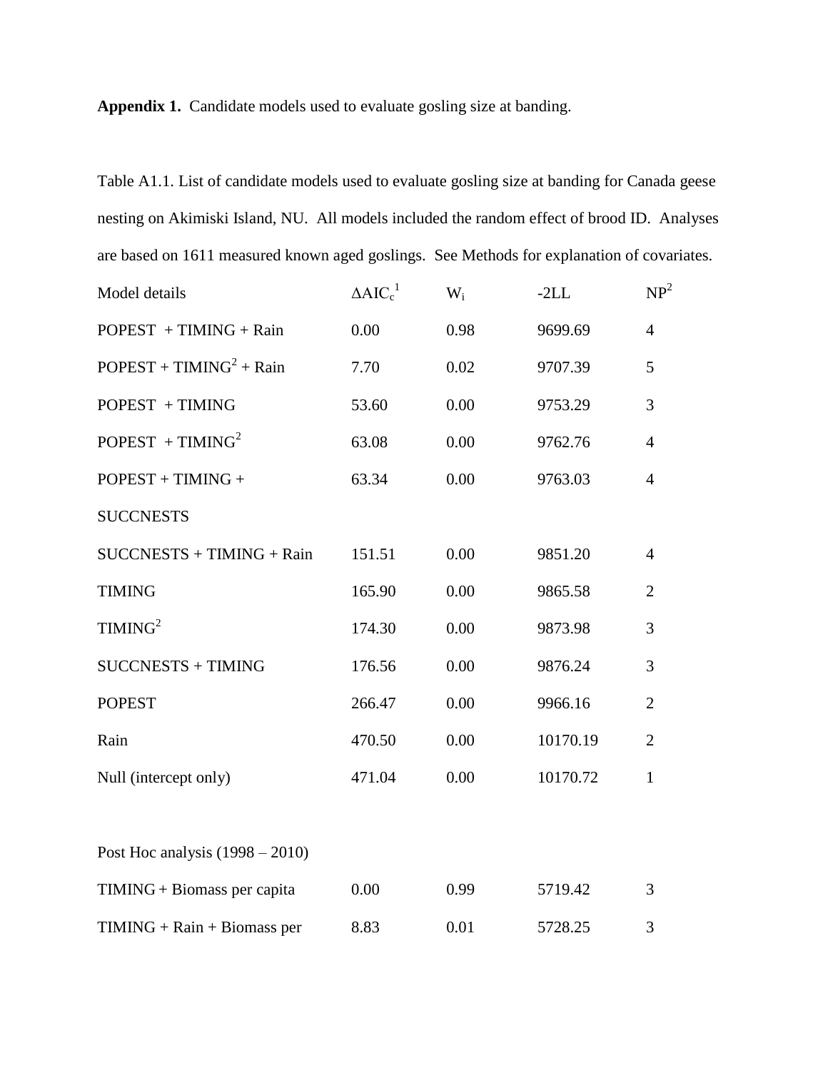**Appendix 1.** Candidate models used to evaluate gosling size at banding.

Table A1.1. List of candidate models used to evaluate gosling size at banding for Canada geese nesting on Akimiski Island, NU. All models included the random effect of brood ID. Analyses are based on 1611 measured known aged goslings. See Methods for explanation of covariates.

| Model details | $\Delta AIC_c$[1] | $W_i$ | -2LL | NP[2] |
|---|---|---|---|---|
| POPEST + TIMING + Rain | 0.00 | 0.98 | 9699.69 | 4 |
| POPEST + $TIMING^2$ + Rain | 7.70 | 0.02 | 9707.39 | 5 |
| POPEST + TIMING | 53.60 | 0.00 | 9753.29 | 3 |
| POPEST + $TIMING^2$ | 63.08 | 0.00 | 9762.76 | 4 |
| POPEST + TIMING + SUCCNESTS | 63.34 | 0.00 | 9763.03 | 4 |
| SUCCNESTS + TIMING + Rain | 151.51 | 0.00 | 9851.20 | 4 |
| TIMING | 165.90 | 0.00 | 9865.58 | 2 |
| $TIMING^2$ | 174.30 | 0.00 | 9873.98 | 3 |
| SUCCNESTS + TIMING | 176.56 | 0.00 | 9876.24 | 3 |
| POPEST | 266.47 | 0.00 | 9966.16 | 2 |
| Rain | 470.50 | 0.00 | 10170.19 | 2 |
| Null (intercept only) | 471.04 | 0.00 | 10170.72 | 1 |
| | | | | |
| Post Hoc analysis (1998 – 2010) | | | | |
| TIMING + Biomass per capita | 0.00 | 0.99 | 5719.42 | 3 |
| TIMING + Rain + Biomass per | 8.83 | 0.01 | 5728.25 | 3 |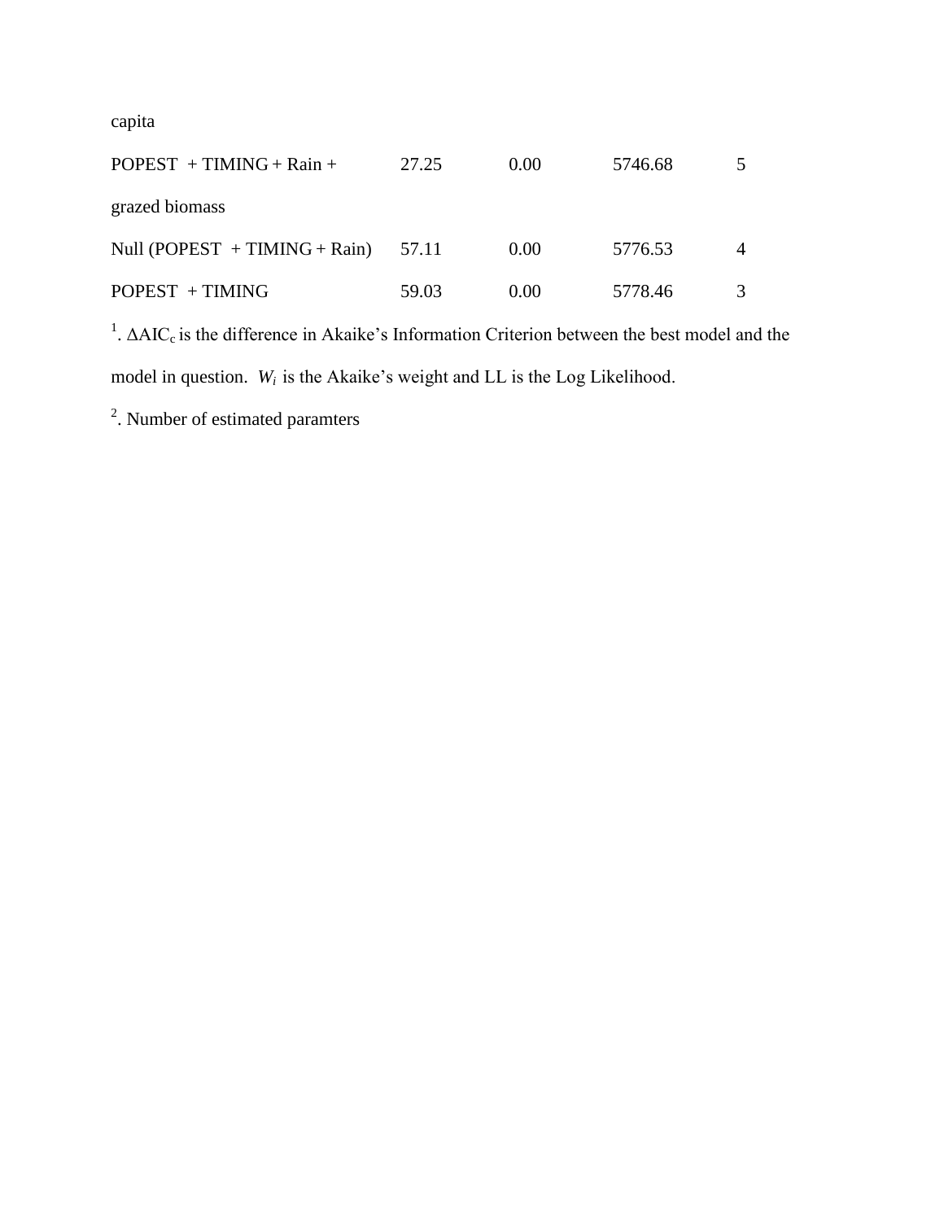| | | | | |
|---|---|---|---|---|
| capita | | | | |
| POPEST + TIMING + Rain + grazed biomass | 27.25 | 0.00 | 5746.68 | 5 |
| Null (POPEST + TIMING + Rain) | 57.11 | 0.00 | 5776.53 | 4 |
| POPEST + TIMING | 59.03 | 0.00 | 5778.46 | 3 |

[1]. $\Delta AIC_c$ is the difference in Akaike's Information Criterion between the best model and the model in question. $W_i$ is the Akaike's weight and LL is the Log Likelihood.

[2]. Number of estimated paramters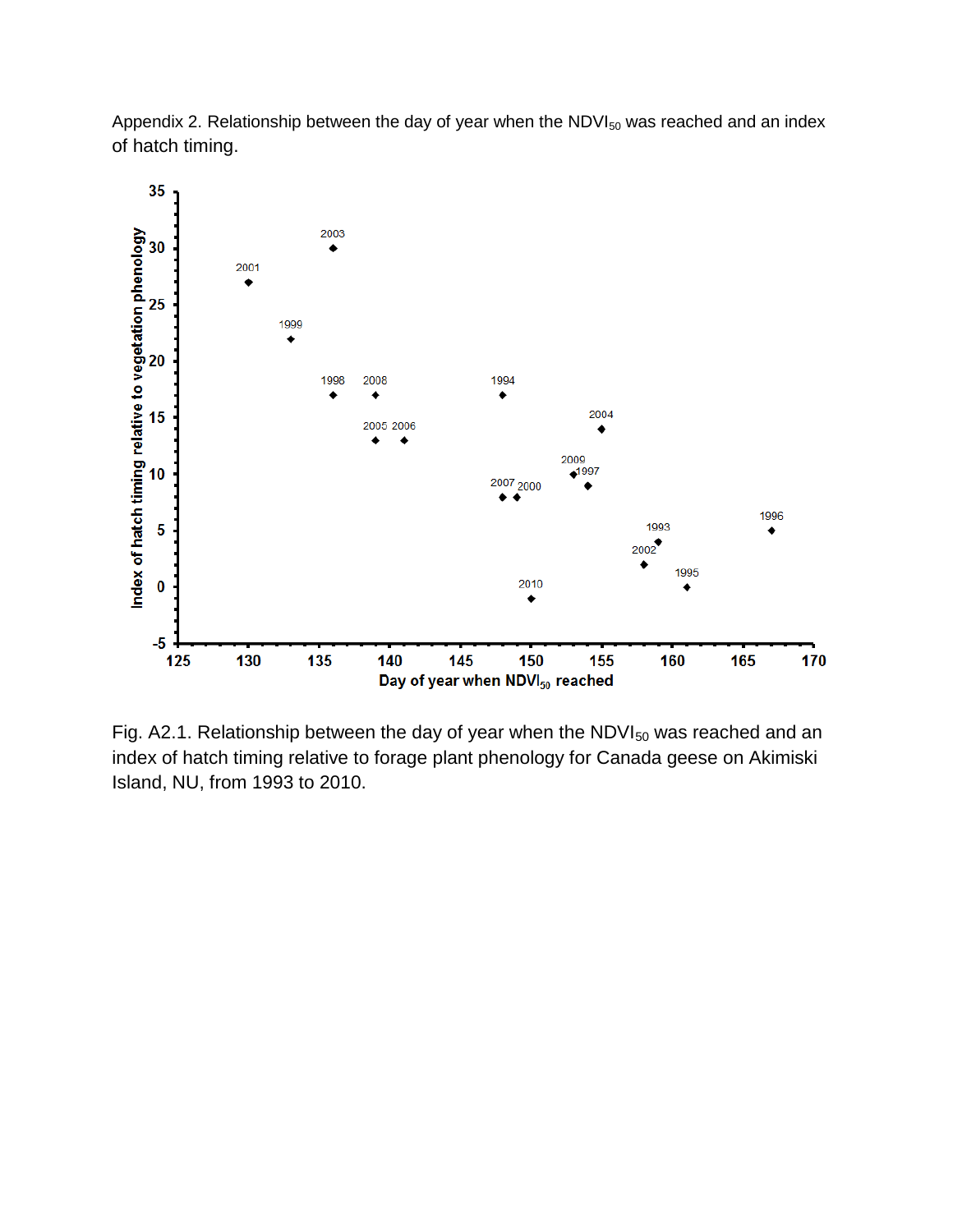Appendix 2. Relationship between the day of year when the $NDVI_{50}$ was reached and an index of hatch timing.

Fig. A2.1. Relationship between the day of year when the $NDVI_{50}$ was reached and an index of hatch timing relative to forage plant phenology for Canada geese on Akimiski Island, NU, from 1993 to 2010.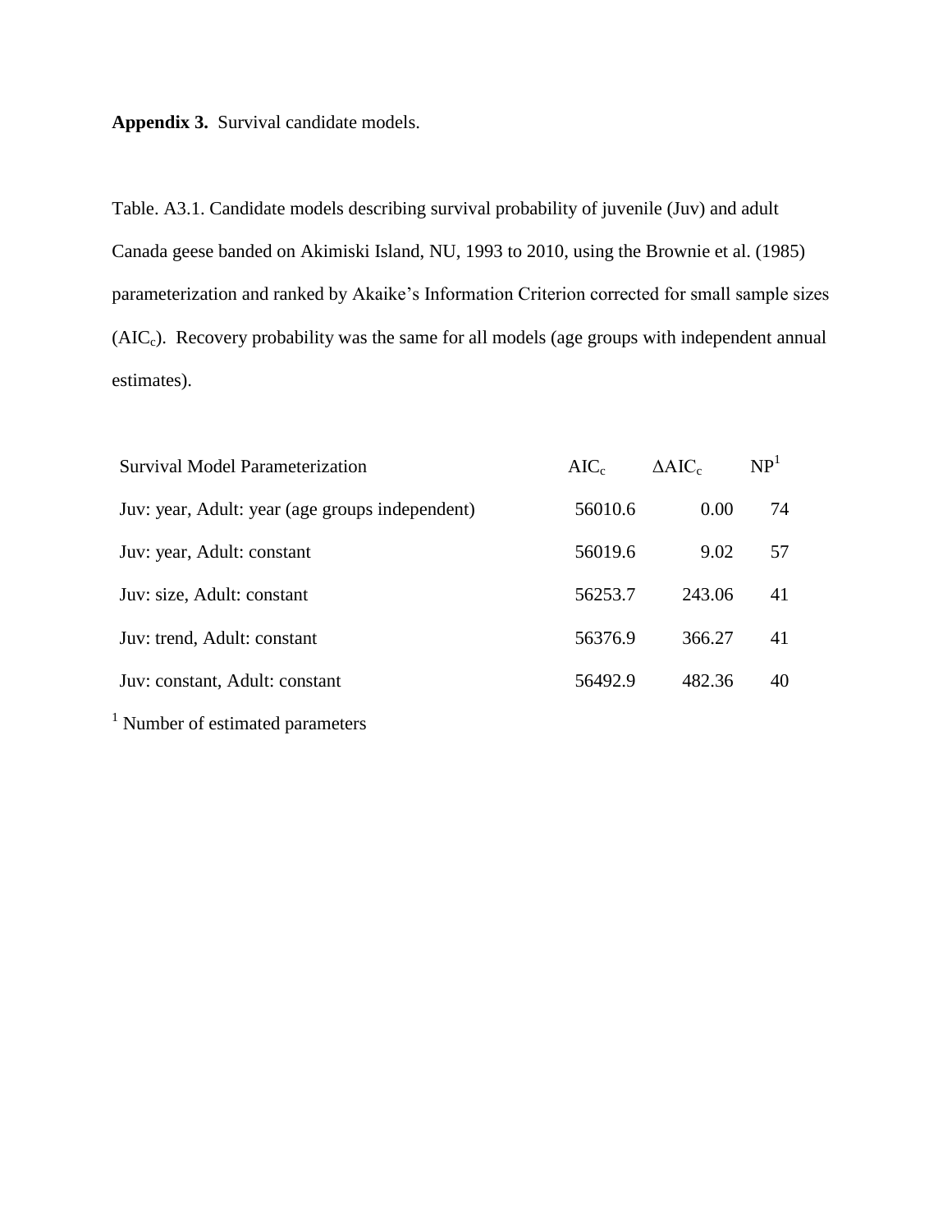**Appendix 3.** Survival candidate models.

Table. A3.1. Candidate models describing survival probability of juvenile (Juv) and adult Canada geese banded on Akimiski Island, NU, 1993 to 2010, using the Brownie et al. (1985) parameterization and ranked by Akaike's Information Criterion corrected for small sample sizes ($AIC_c$). Recovery probability was the same for all models (age groups with independent annual estimates).

| Survival Model Parameterization | $AIC_c$ | $\Delta AIC_c$ | NP[1] |
|---|---|---|---|
| Juv: year, Adult: year (age groups independent) | 56010.6 | 0.00 | 74 |
| Juv: year, Adult: constant | 56019.6 | 9.02 | 57 |
| Juv: size, Adult: constant | 56253.7 | 243.06 | 41 |
| Juv: trend, Adult: constant | 56376.9 | 366.27 | 41 |
| Juv: constant, Adult: constant | 56492.9 | 482.36 | 40 |

[1] Number of estimated parameters